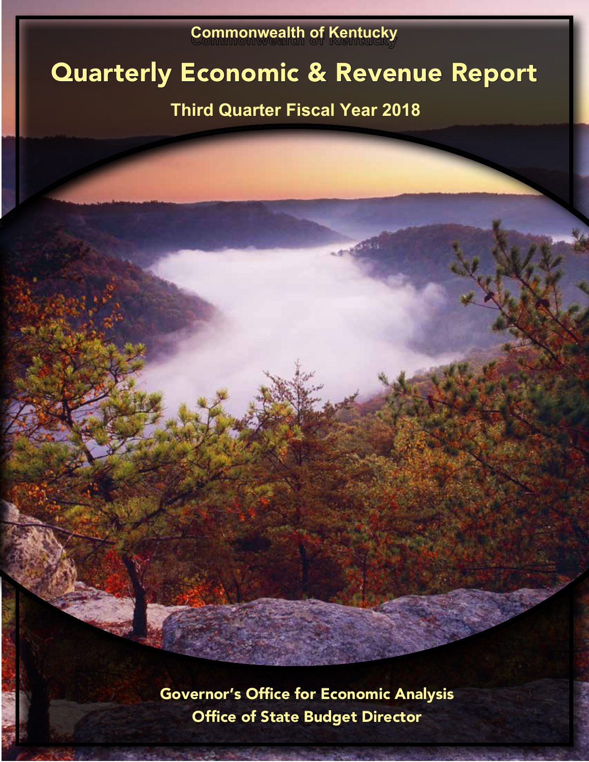Commonwealth of Kentucky

# Quarterly Economic & Revenue Report

## Third Quarter Fiscal Year 2018

Governor's Office for Economic Analysis

Office of State Budget Director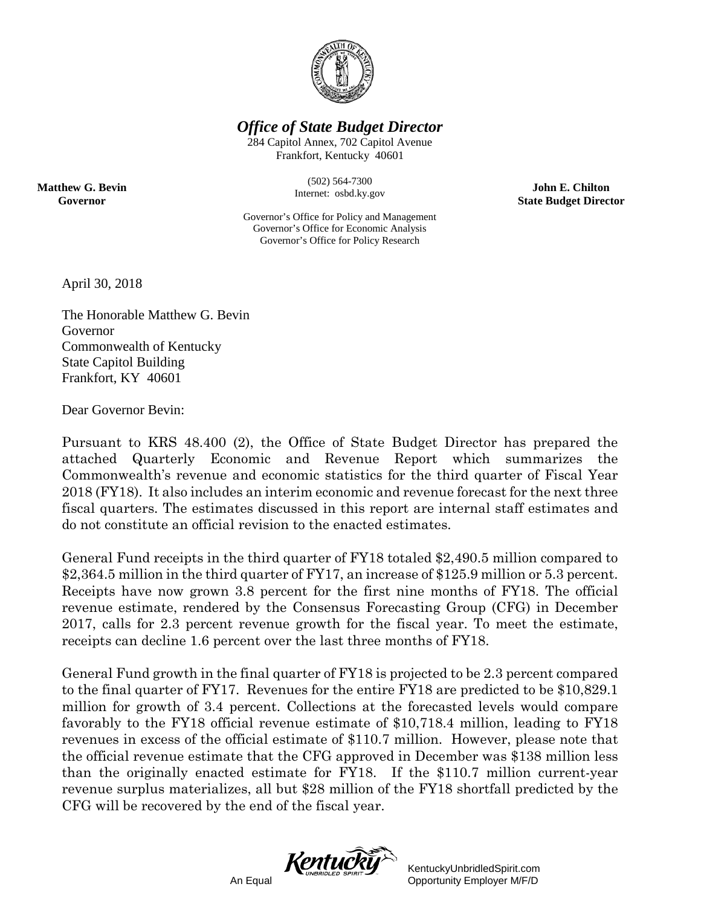# *Office of State Budget Director*

284 Capitol Annex, 702 Capitol Avenue
Frankfort, Kentucky 40601

(502) 564-7300
Internet: osbd.ky.gov

Governor's Office for Policy and Management
Governor's Office for Economic Analysis
Governor's Office for Policy Research

**Matthew G. Bevin**
**Governor**

**John E. Chilton**
**State Budget Director**

April 30, 2018

The Honorable Matthew G. Bevin
Governor
Commonwealth of Kentucky
State Capitol Building
Frankfort, KY 40601

Dear Governor Bevin:

Pursuant to KRS 48.400 (2), the Office of State Budget Director has prepared the attached Quarterly Economic and Revenue Report which summarizes the Commonwealth's revenue and economic statistics for the third quarter of Fiscal Year 2018 (FY18). It also includes an interim economic and revenue forecast for the next three fiscal quarters. The estimates discussed in this report are internal staff estimates and do not constitute an official revision to the enacted estimates.

General Fund receipts in the third quarter of FY18 totaled $2,490.5 million compared to $2,364.5 million in the third quarter of FY17, an increase of $125.9 million or 5.3 percent. Receipts have now grown 3.8 percent for the first nine months of FY18. The official revenue estimate, rendered by the Consensus Forecasting Group (CFG) in December 2017, calls for 2.3 percent revenue growth for the fiscal year. To meet the estimate, receipts can decline 1.6 percent over the last three months of FY18.

General Fund growth in the final quarter of FY18 is projected to be 2.3 percent compared to the final quarter of FY17. Revenues for the entire FY18 are predicted to be $10,829.1 million for growth of 3.4 percent. Collections at the forecasted levels would compare favorably to the FY18 official revenue estimate of $10,718.4 million, leading to FY18 revenues in excess of the official estimate of $110.7 million. However, please note that the official revenue estimate that the CFG approved in December was $138 million less than the originally enacted estimate for FY18. If the $110.7 million current-year revenue surplus materializes, all but $28 million of the FY18 shortfall predicted by the CFG will be recovered by the end of the fiscal year.

An Equal Opportunity Employer M/F/D
KentuckyUnbridledSpirit.com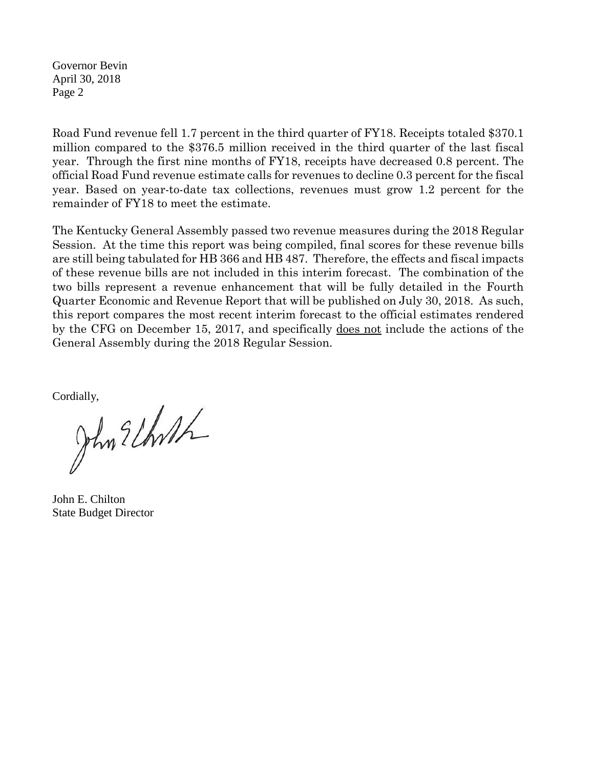Governor Bevin
April 30, 2018
Page 2

Road Fund revenue fell 1.7 percent in the third quarter of FY18. Receipts totaled $370.1 million compared to the $376.5 million received in the third quarter of the last fiscal year. Through the first nine months of FY18, receipts have decreased 0.8 percent. The official Road Fund revenue estimate calls for revenues to decline 0.3 percent for the fiscal year. Based on year-to-date tax collections, revenues must grow 1.2 percent for the remainder of FY18 to meet the estimate.

The Kentucky General Assembly passed two revenue measures during the 2018 Regular Session. At the time this report was being compiled, final scores for these revenue bills are still being tabulated for HB 366 and HB 487. Therefore, the effects and fiscal impacts of these revenue bills are not included in this interim forecast. The combination of the two bills represent a revenue enhancement that will be fully detailed in the Fourth Quarter Economic and Revenue Report that will be published on July 30, 2018. As such, this report compares the most recent interim forecast to the official estimates rendered by the CFG on December 15, 2017, and specifically does not include the actions of the General Assembly during the 2018 Regular Session.

Cordially,

John E. Chilton
State Budget Director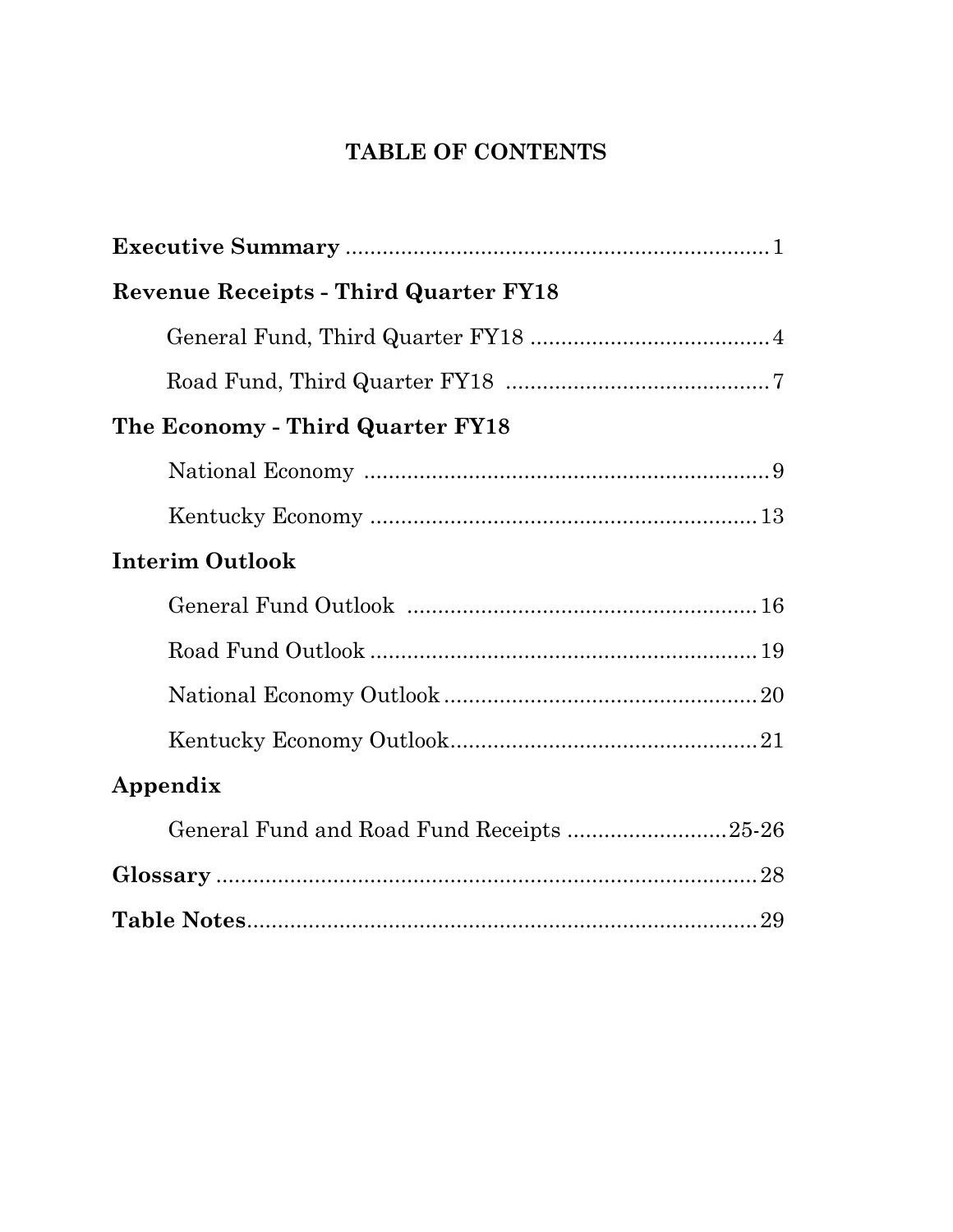# TABLE OF CONTENTS

**Executive Summary** .................................................................... 1

**Revenue Receipts - Third Quarter FY18**

General Fund, Third Quarter FY18 ...................................... 4

Road Fund, Third Quarter FY18 .......................................... 7

**The Economy - Third Quarter FY18**

National Economy .................................................................. 9

Kentucky Economy ............................................................... 13

**Interim Outlook**

General Fund Outlook ......................................................... 16

Road Fund Outlook ............................................................... 19

National Economy Outlook ................................................... 20

Kentucky Economy Outlook.................................................. 21

**Appendix**

General Fund and Road Fund Receipts ..........................25-26

**Glossary** ....................................................................................... 28

**Table Notes**.................................................................................. 29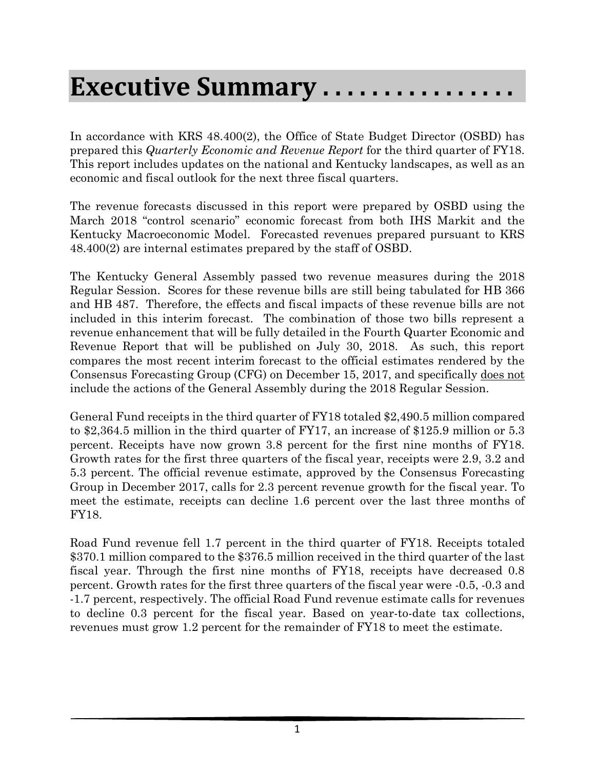# Executive Summary . . . . . . . . . . . . . . . .

In accordance with KRS 48.400(2), the Office of State Budget Director (OSBD) has prepared this *Quarterly Economic and Revenue Report* for the third quarter of FY18. This report includes updates on the national and Kentucky landscapes, as well as an economic and fiscal outlook for the next three fiscal quarters.

The revenue forecasts discussed in this report were prepared by OSBD using the March 2018 "control scenario" economic forecast from both IHS Markit and the Kentucky Macroeconomic Model. Forecasted revenues prepared pursuant to KRS 48.400(2) are internal estimates prepared by the staff of OSBD.

The Kentucky General Assembly passed two revenue measures during the 2018 Regular Session. Scores for these revenue bills are still being tabulated for HB 366 and HB 487. Therefore, the effects and fiscal impacts of these revenue bills are not included in this interim forecast. The combination of those two bills represent a revenue enhancement that will be fully detailed in the Fourth Quarter Economic and Revenue Report that will be published on July 30, 2018. As such, this report compares the most recent interim forecast to the official estimates rendered by the Consensus Forecasting Group (CFG) on December 15, 2017, and specifically <u>does not</u> include the actions of the General Assembly during the 2018 Regular Session.

General Fund receipts in the third quarter of FY18 totaled $2,490.5 million compared to $2,364.5 million in the third quarter of FY17, an increase of $125.9 million or 5.3 percent. Receipts have now grown 3.8 percent for the first nine months of FY18. Growth rates for the first three quarters of the fiscal year, receipts were 2.9, 3.2 and 5.3 percent. The official revenue estimate, approved by the Consensus Forecasting Group in December 2017, calls for 2.3 percent revenue growth for the fiscal year. To meet the estimate, receipts can decline 1.6 percent over the last three months of FY18.

Road Fund revenue fell 1.7 percent in the third quarter of FY18. Receipts totaled $370.1 million compared to the $376.5 million received in the third quarter of the last fiscal year. Through the first nine months of FY18, receipts have decreased 0.8 percent. Growth rates for the first three quarters of the fiscal year were -0.5, -0.3 and -1.7 percent, respectively. The official Road Fund revenue estimate calls for revenues to decline 0.3 percent for the fiscal year. Based on year-to-date tax collections, revenues must grow 1.2 percent for the remainder of FY18 to meet the estimate.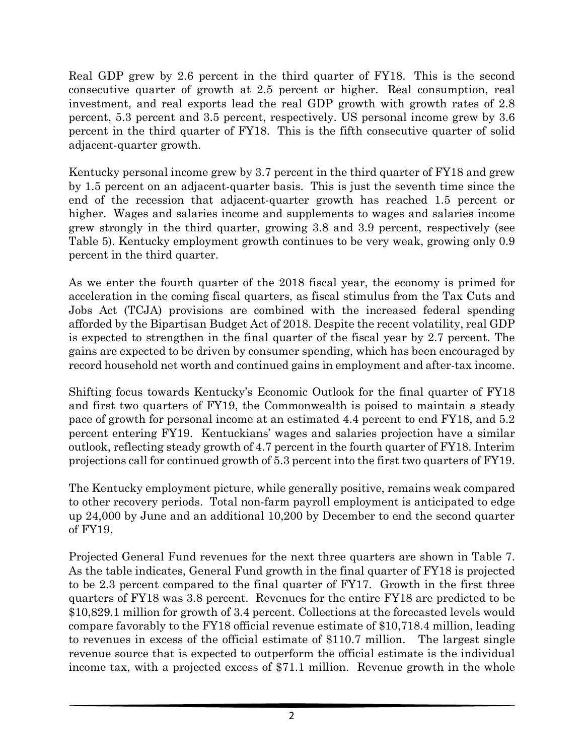Real GDP grew by 2.6 percent in the third quarter of FY18. This is the second consecutive quarter of growth at 2.5 percent or higher. Real consumption, real investment, and real exports lead the real GDP growth with growth rates of 2.8 percent, 5.3 percent and 3.5 percent, respectively. US personal income grew by 3.6 percent in the third quarter of FY18. This is the fifth consecutive quarter of solid adjacent-quarter growth.

Kentucky personal income grew by 3.7 percent in the third quarter of FY18 and grew by 1.5 percent on an adjacent-quarter basis. This is just the seventh time since the end of the recession that adjacent-quarter growth has reached 1.5 percent or higher. Wages and salaries income and supplements to wages and salaries income grew strongly in the third quarter, growing 3.8 and 3.9 percent, respectively (see Table 5). Kentucky employment growth continues to be very weak, growing only 0.9 percent in the third quarter.

As we enter the fourth quarter of the 2018 fiscal year, the economy is primed for acceleration in the coming fiscal quarters, as fiscal stimulus from the Tax Cuts and Jobs Act (TCJA) provisions are combined with the increased federal spending afforded by the Bipartisan Budget Act of 2018. Despite the recent volatility, real GDP is expected to strengthen in the final quarter of the fiscal year by 2.7 percent. The gains are expected to be driven by consumer spending, which has been encouraged by record household net worth and continued gains in employment and after-tax income.

Shifting focus towards Kentucky's Economic Outlook for the final quarter of FY18 and first two quarters of FY19, the Commonwealth is poised to maintain a steady pace of growth for personal income at an estimated 4.4 percent to end FY18, and 5.2 percent entering FY19. Kentuckians' wages and salaries projection have a similar outlook, reflecting steady growth of 4.7 percent in the fourth quarter of FY18. Interim projections call for continued growth of 5.3 percent into the first two quarters of FY19.

The Kentucky employment picture, while generally positive, remains weak compared to other recovery periods. Total non-farm payroll employment is anticipated to edge up 24,000 by June and an additional 10,200 by December to end the second quarter of FY19.

Projected General Fund revenues for the next three quarters are shown in Table 7. As the table indicates, General Fund growth in the final quarter of FY18 is projected to be 2.3 percent compared to the final quarter of FY17. Growth in the first three quarters of FY18 was 3.8 percent. Revenues for the entire FY18 are predicted to be \$10,829.1 million for growth of 3.4 percent. Collections at the forecasted levels would compare favorably to the FY18 official revenue estimate of \$10,718.4 million, leading to revenues in excess of the official estimate of \$110.7 million. The largest single revenue source that is expected to outperform the official estimate is the individual income tax, with a projected excess of \$71.1 million. Revenue growth in the whole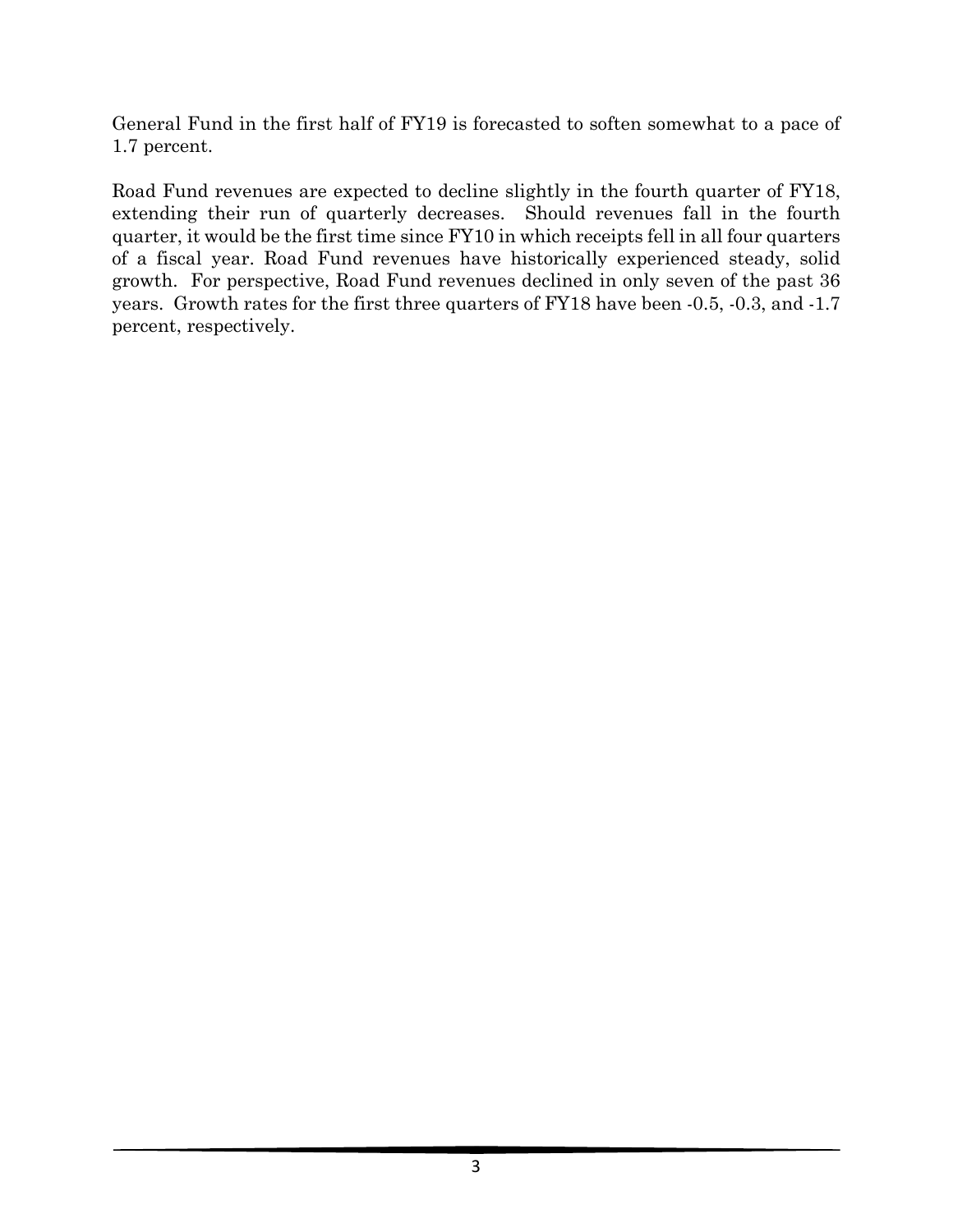General Fund in the first half of FY19 is forecasted to soften somewhat to a pace of 1.7 percent.

Road Fund revenues are expected to decline slightly in the fourth quarter of FY18, extending their run of quarterly decreases. Should revenues fall in the fourth quarter, it would be the first time since FY10 in which receipts fell in all four quarters of a fiscal year. Road Fund revenues have historically experienced steady, solid growth. For perspective, Road Fund revenues declined in only seven of the past 36 years. Growth rates for the first three quarters of FY18 have been -0.5, -0.3, and -1.7 percent, respectively.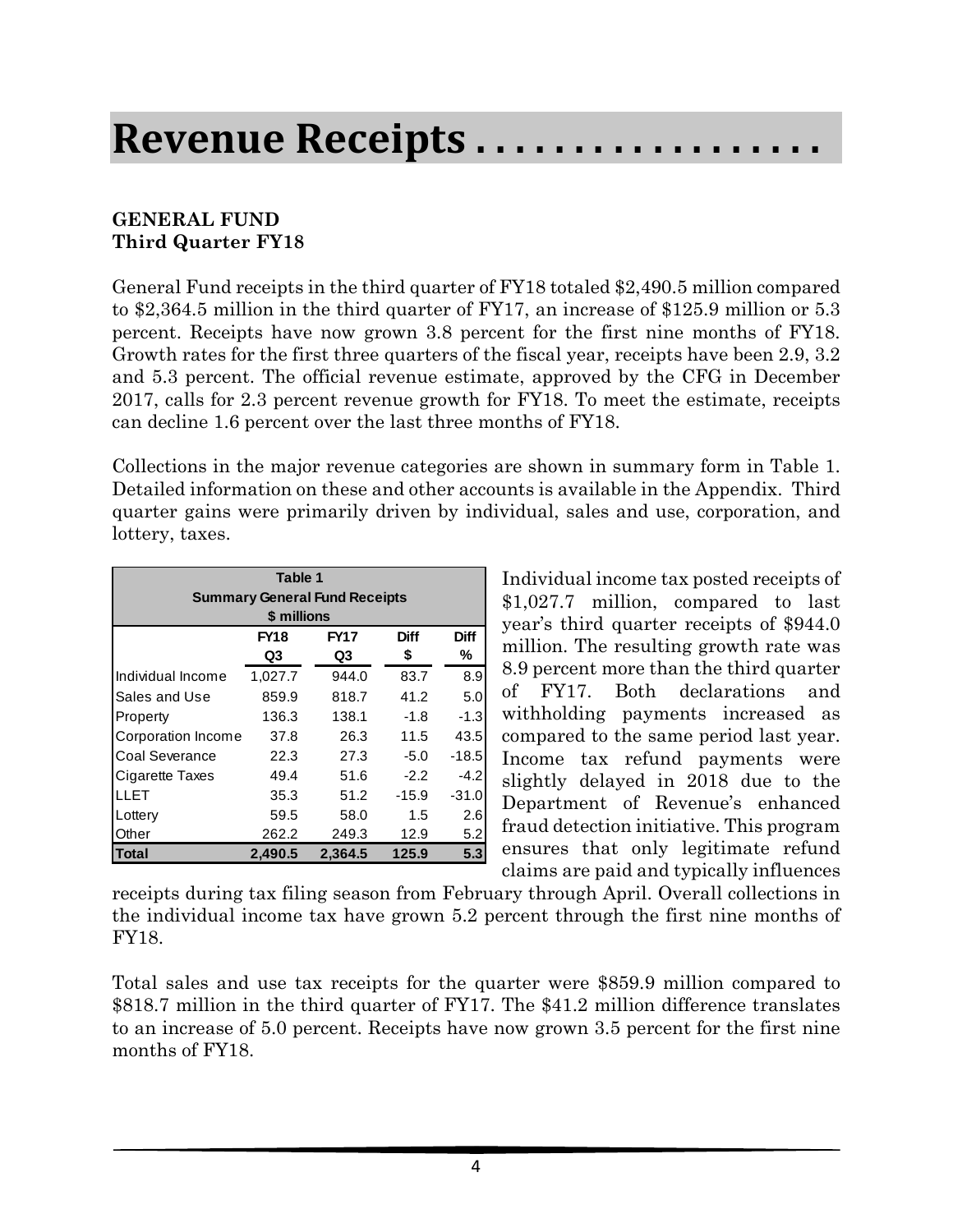# Revenue Receipts . . . . . . . . . . . . . . . . . .

**GENERAL FUND**
**Third Quarter FY18**

General Fund receipts in the third quarter of FY18 totaled $2,490.5 million compared to $2,364.5 million in the third quarter of FY17, an increase of $125.9 million or 5.3 percent. Receipts have now grown 3.8 percent for the first nine months of FY18. Growth rates for the first three quarters of the fiscal year, receipts have been 2.9, 3.2 and 5.3 percent. The official revenue estimate, approved by the CFG in December 2017, calls for 2.3 percent revenue growth for FY18. To meet the estimate, receipts can decline 1.6 percent over the last three months of FY18.

Collections in the major revenue categories are shown in summary form in Table 1. Detailed information on these and other accounts is available in the Appendix. Third quarter gains were primarily driven by individual, sales and use, corporation, and lottery, taxes.

**Table 1**
**Summary General Fund Receipts**
**$ millions**

| | FY18 Q3 | FY17 Q3 | Diff $ | Diff % |
|---|---|---|---|---|
| Individual Income | 1,027.7 | 944.0 | 83.7 | 8.9 |
| Sales and Use | 859.9 | 818.7 | 41.2 | 5.0 |
| Property | 136.3 | 138.1 | -1.8 | -1.3 |
| Corporation Income | 37.8 | 26.3 | 11.5 | 43.5 |
| Coal Severance | 22.3 | 27.3 | -5.0 | -18.5 |
| Cigarette Taxes | 49.4 | 51.6 | -2.2 | -4.2 |
| LLET | 35.3 | 51.2 | -15.9 | -31.0 |
| Lottery | 59.5 | 58.0 | 1.5 | 2.6 |
| Other | 262.2 | 249.3 | 12.9 | 5.2 |
| **Total** | **2,490.5** | **2,364.5** | **125.9** | **5.3** |

Individual income tax posted receipts of $1,027.7 million, compared to last year's third quarter receipts of $944.0 million. The resulting growth rate was 8.9 percent more than the third quarter of FY17. Both declarations and withholding payments increased as compared to the same period last year. Income tax refund payments were slightly delayed in 2018 due to the Department of Revenue's enhanced fraud detection initiative. This program ensures that only legitimate refund claims are paid and typically influences receipts during tax filing season from February through April. Overall collections in the individual income tax have grown 5.2 percent through the first nine months of FY18.

Total sales and use tax receipts for the quarter were $859.9 million compared to $818.7 million in the third quarter of FY17. The $41.2 million difference translates to an increase of 5.0 percent. Receipts have now grown 3.5 percent for the first nine months of FY18.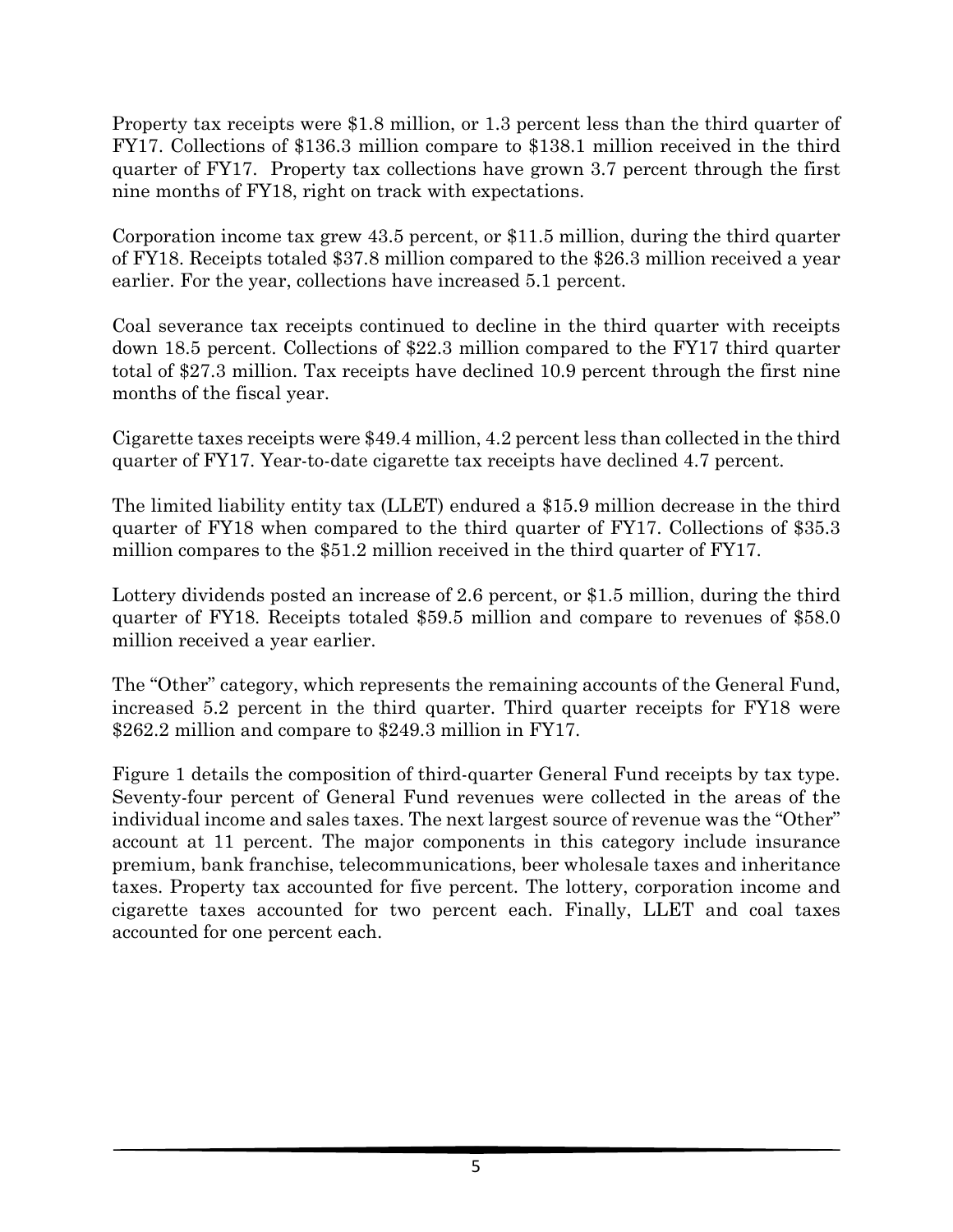Property tax receipts were $1.8 million, or 1.3 percent less than the third quarter of FY17. Collections of $136.3 million compare to $138.1 million received in the third quarter of FY17. Property tax collections have grown 3.7 percent through the first nine months of FY18, right on track with expectations.

Corporation income tax grew 43.5 percent, or $11.5 million, during the third quarter of FY18. Receipts totaled $37.8 million compared to the $26.3 million received a year earlier. For the year, collections have increased 5.1 percent.

Coal severance tax receipts continued to decline in the third quarter with receipts down 18.5 percent. Collections of $22.3 million compared to the FY17 third quarter total of $27.3 million. Tax receipts have declined 10.9 percent through the first nine months of the fiscal year.

Cigarette taxes receipts were $49.4 million, 4.2 percent less than collected in the third quarter of FY17. Year-to-date cigarette tax receipts have declined 4.7 percent.

The limited liability entity tax (LLET) endured a $15.9 million decrease in the third quarter of FY18 when compared to the third quarter of FY17. Collections of $35.3 million compares to the $51.2 million received in the third quarter of FY17.

Lottery dividends posted an increase of 2.6 percent, or $1.5 million, during the third quarter of FY18. Receipts totaled $59.5 million and compare to revenues of $58.0 million received a year earlier.

The "Other" category, which represents the remaining accounts of the General Fund, increased 5.2 percent in the third quarter. Third quarter receipts for FY18 were $262.2 million and compare to $249.3 million in FY17.

Figure 1 details the composition of third-quarter General Fund receipts by tax type. Seventy-four percent of General Fund revenues were collected in the areas of the individual income and sales taxes. The next largest source of revenue was the "Other" account at 11 percent. The major components in this category include insurance premium, bank franchise, telecommunications, beer wholesale taxes and inheritance taxes. Property tax accounted for five percent. The lottery, corporation income and cigarette taxes accounted for two percent each. Finally, LLET and coal taxes accounted for one percent each.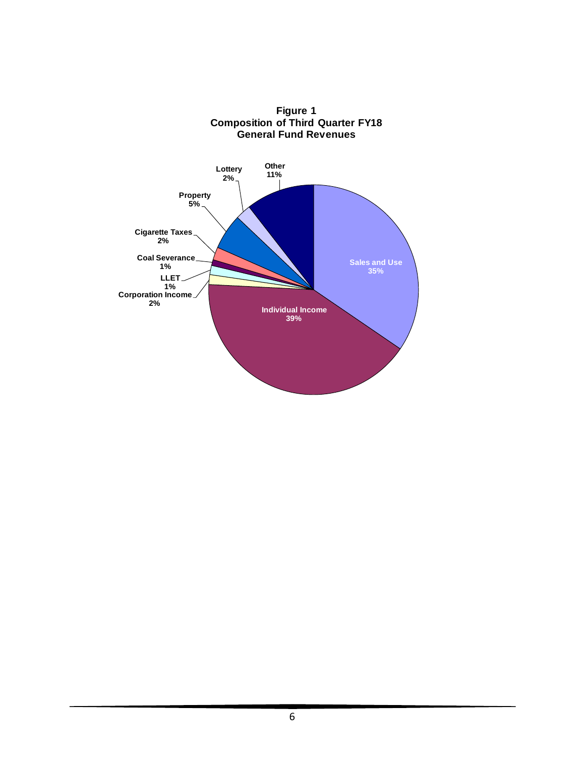**Figure 1**
**Composition of Third Quarter FY18**
**General Fund Revenues**

| Category | Share |
| --- | --- |
| Individual Income | 39% |
| Sales and Use | 35% |
| Other | 11% |
| Property | 5% |
| Lottery | 2% |
| Cigarette Taxes | 2% |
| Corporation Income | 2% |
| Coal Severance | 1% |
| LLET | 1% |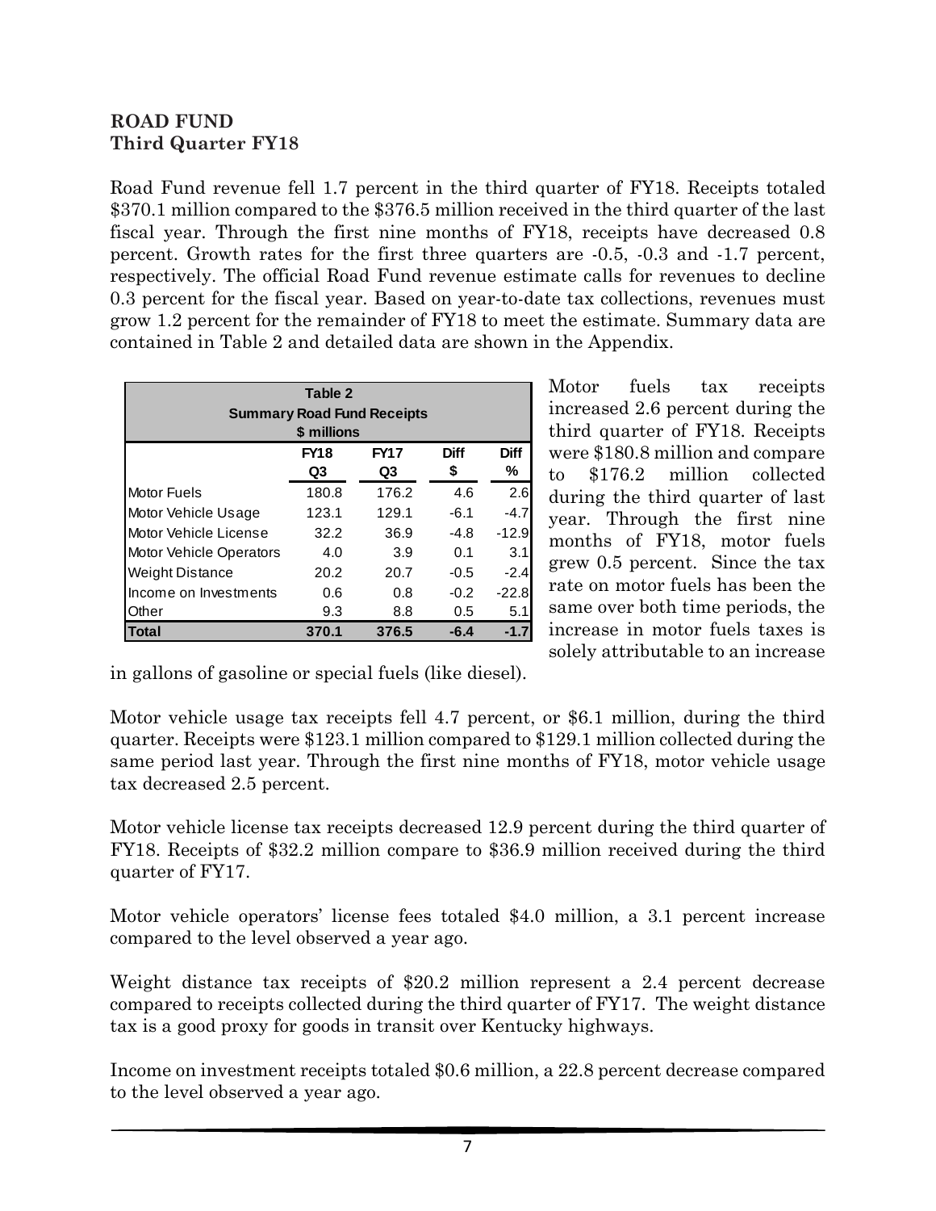**ROAD FUND**
**Third Quarter FY18**

Road Fund revenue fell 1.7 percent in the third quarter of FY18. Receipts totaled \$370.1 million compared to the \$376.5 million received in the third quarter of the last fiscal year. Through the first nine months of FY18, receipts have decreased 0.8 percent. Growth rates for the first three quarters are -0.5, -0.3 and -1.7 percent, respectively. The official Road Fund revenue estimate calls for revenues to decline 0.3 percent for the fiscal year. Based on year-to-date tax collections, revenues must grow 1.2 percent for the remainder of FY18 to meet the estimate. Summary data are contained in Table 2 and detailed data are shown in the Appendix.

**Table 2**
**Summary Road Fund Receipts**
**\$ millions**

| | FY18 Q3 | FY17 Q3 | Diff \$ | Diff % |
|---|---|---|---|---|
| Motor Fuels | 180.8 | 176.2 | 4.6 | 2.6 |
| Motor Vehicle Usage | 123.1 | 129.1 | -6.1 | -4.7 |
| Motor Vehicle License | 32.2 | 36.9 | -4.8 | -12.9 |
| Motor Vehicle Operators | 4.0 | 3.9 | 0.1 | 3.1 |
| Weight Distance | 20.2 | 20.7 | -0.5 | -2.4 |
| Income on Investments | 0.6 | 0.8 | -0.2 | -22.8 |
| Other | 9.3 | 8.8 | 0.5 | 5.1 |
| **Total** | **370.1** | **376.5** | **-6.4** | **-1.7** |

Motor fuels tax receipts increased 2.6 percent during the third quarter of FY18. Receipts were \$180.8 million and compare to \$176.2 million collected during the third quarter of last year. Through the first nine months of FY18, motor fuels grew 0.5 percent. Since the tax rate on motor fuels has been the same over both time periods, the increase in motor fuels taxes is solely attributable to an increase in gallons of gasoline or special fuels (like diesel).

Motor vehicle usage tax receipts fell 4.7 percent, or \$6.1 million, during the third quarter. Receipts were \$123.1 million compared to \$129.1 million collected during the same period last year. Through the first nine months of FY18, motor vehicle usage tax decreased 2.5 percent.

Motor vehicle license tax receipts decreased 12.9 percent during the third quarter of FY18. Receipts of \$32.2 million compare to \$36.9 million received during the third quarter of FY17.

Motor vehicle operators' license fees totaled \$4.0 million, a 3.1 percent increase compared to the level observed a year ago.

Weight distance tax receipts of \$20.2 million represent a 2.4 percent decrease compared to receipts collected during the third quarter of FY17. The weight distance tax is a good proxy for goods in transit over Kentucky highways.

Income on investment receipts totaled \$0.6 million, a 22.8 percent decrease compared to the level observed a year ago.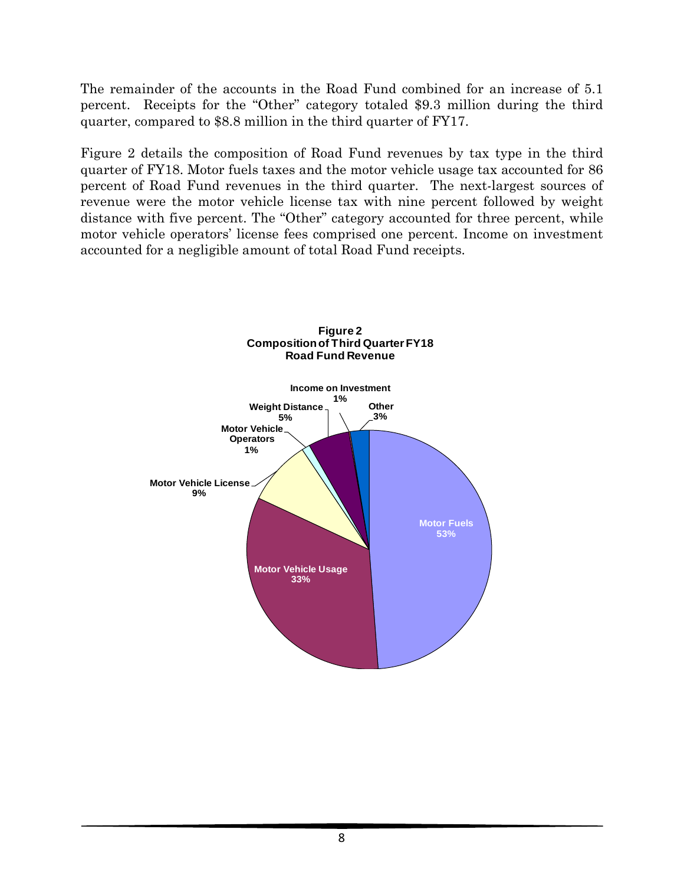The remainder of the accounts in the Road Fund combined for an increase of 5.1 percent. Receipts for the "Other" category totaled $9.3 million during the third quarter, compared to $8.8 million in the third quarter of FY17.

Figure 2 details the composition of Road Fund revenues by tax type in the third quarter of FY18. Motor fuels taxes and the motor vehicle usage tax accounted for 86 percent of Road Fund revenues in the third quarter. The next-largest sources of revenue were the motor vehicle license tax with nine percent followed by weight distance with five percent. The "Other" category accounted for three percent, while motor vehicle operators' license fees comprised one percent. Income on investment accounted for a negligible amount of total Road Fund receipts.

**Figure 2**
**Composition of Third Quarter FY18**
**Road Fund Revenue**

| Category | Share |
|---|---|
| Motor Fuels | 53% |
| Motor Vehicle Usage | 33% |
| Motor Vehicle License | 9% |
| Motor Vehicle Operators | 1% |
| Weight Distance | 5% |
| Income on Investment | 1% |
| Other | 3% |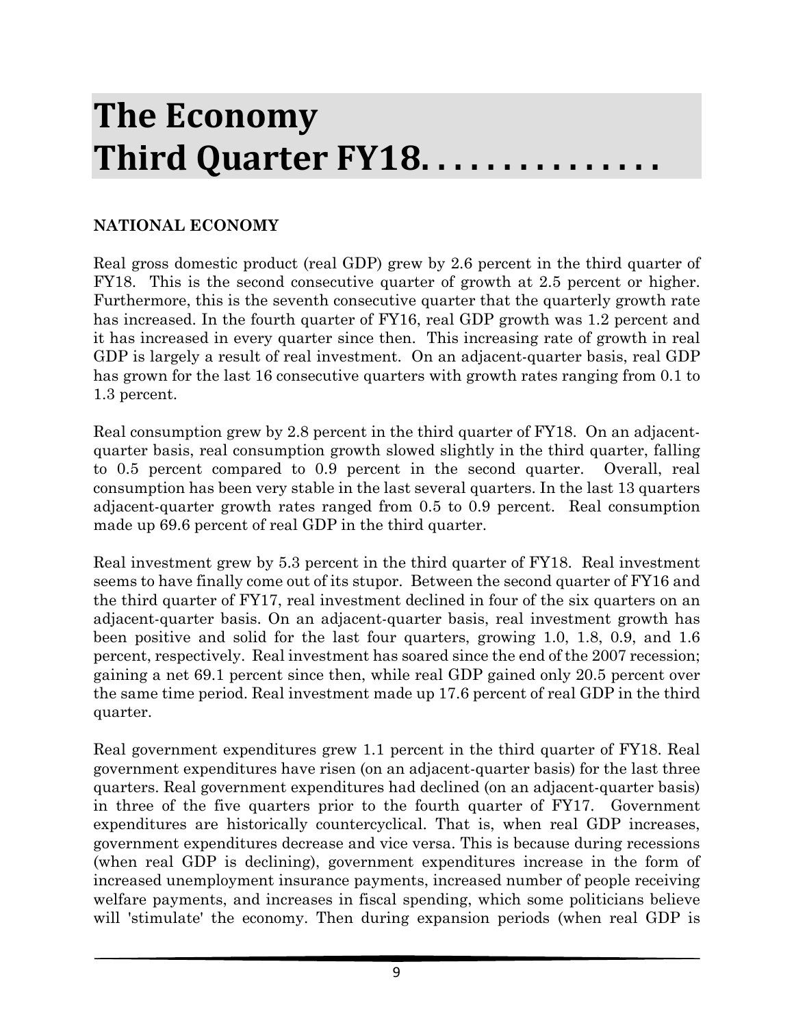# The Economy Third Quarter FY18. . . . . . . . . . . . . . .

## NATIONAL ECONOMY

Real gross domestic product (real GDP) grew by 2.6 percent in the third quarter of FY18. This is the second consecutive quarter of growth at 2.5 percent or higher. Furthermore, this is the seventh consecutive quarter that the quarterly growth rate has increased. In the fourth quarter of FY16, real GDP growth was 1.2 percent and it has increased in every quarter since then. This increasing rate of growth in real GDP is largely a result of real investment. On an adjacent-quarter basis, real GDP has grown for the last 16 consecutive quarters with growth rates ranging from 0.1 to 1.3 percent.

Real consumption grew by 2.8 percent in the third quarter of FY18. On an adjacent-quarter basis, real consumption growth slowed slightly in the third quarter, falling to 0.5 percent compared to 0.9 percent in the second quarter. Overall, real consumption has been very stable in the last several quarters. In the last 13 quarters adjacent-quarter growth rates ranged from 0.5 to 0.9 percent. Real consumption made up 69.6 percent of real GDP in the third quarter.

Real investment grew by 5.3 percent in the third quarter of FY18. Real investment seems to have finally come out of its stupor. Between the second quarter of FY16 and the third quarter of FY17, real investment declined in four of the six quarters on an adjacent-quarter basis. On an adjacent-quarter basis, real investment growth has been positive and solid for the last four quarters, growing 1.0, 1.8, 0.9, and 1.6 percent, respectively. Real investment has soared since the end of the 2007 recession; gaining a net 69.1 percent since then, while real GDP gained only 20.5 percent over the same time period. Real investment made up 17.6 percent of real GDP in the third quarter.

Real government expenditures grew 1.1 percent in the third quarter of FY18. Real government expenditures have risen (on an adjacent-quarter basis) for the last three quarters. Real government expenditures had declined (on an adjacent-quarter basis) in three of the five quarters prior to the fourth quarter of FY17. Government expenditures are historically countercyclical. That is, when real GDP increases, government expenditures decrease and vice versa. This is because during recessions (when real GDP is declining), government expenditures increase in the form of increased unemployment insurance payments, increased number of people receiving welfare payments, and increases in fiscal spending, which some politicians believe will 'stimulate' the economy. Then during expansion periods (when real GDP is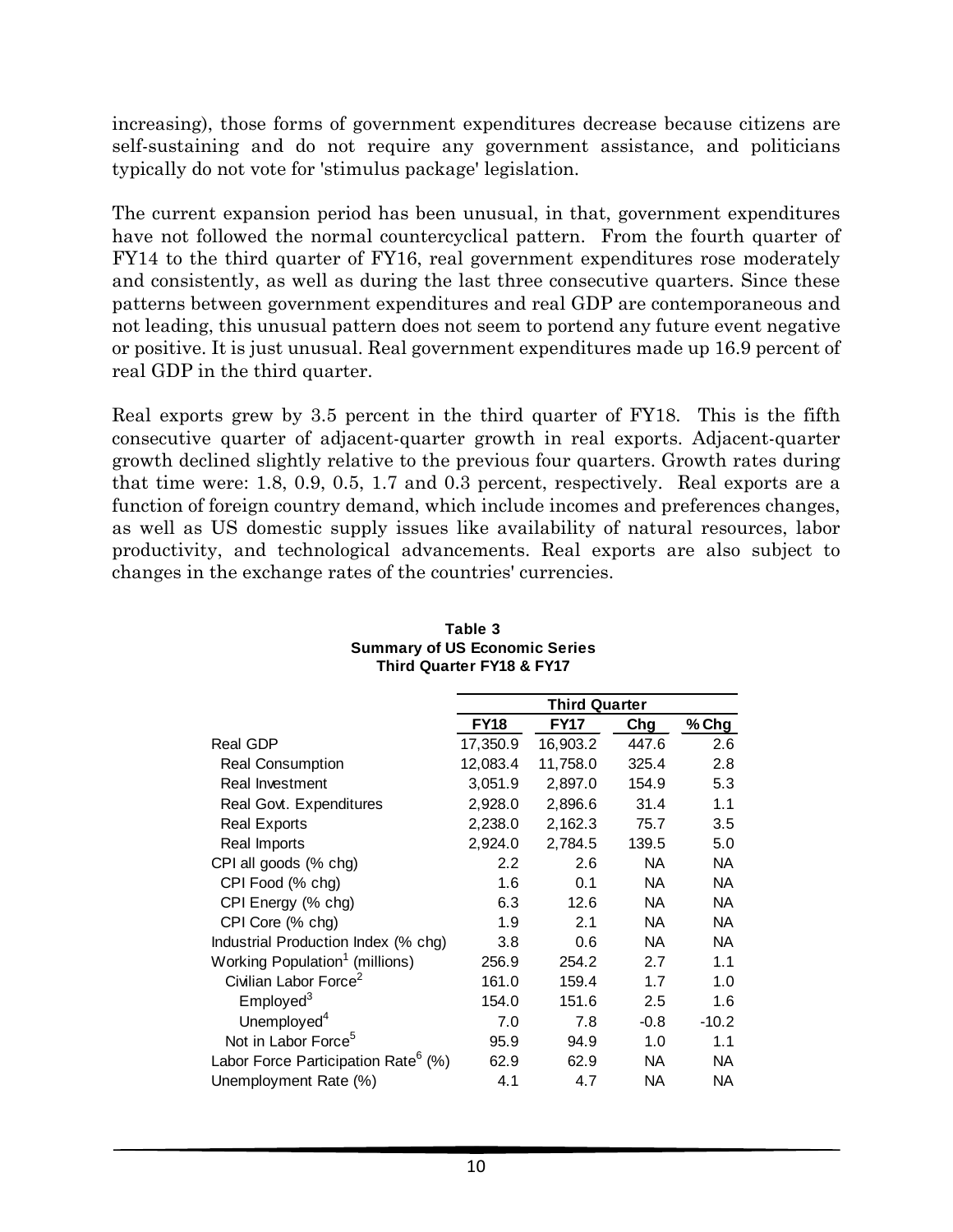increasing), those forms of government expenditures decrease because citizens are self-sustaining and do not require any government assistance, and politicians typically do not vote for 'stimulus package' legislation.

The current expansion period has been unusual, in that, government expenditures have not followed the normal countercyclical pattern. From the fourth quarter of FY14 to the third quarter of FY16, real government expenditures rose moderately and consistently, as well as during the last three consecutive quarters. Since these patterns between government expenditures and real GDP are contemporaneous and not leading, this unusual pattern does not seem to portend any future event negative or positive. It is just unusual. Real government expenditures made up 16.9 percent of real GDP in the third quarter.

Real exports grew by 3.5 percent in the third quarter of FY18. This is the fifth consecutive quarter of adjacent-quarter growth in real exports. Adjacent-quarter growth declined slightly relative to the previous four quarters. Growth rates during that time were: 1.8, 0.9, 0.5, 1.7 and 0.3 percent, respectively. Real exports are a function of foreign country demand, which include incomes and preferences changes, as well as US domestic supply issues like availability of natural resources, labor productivity, and technological advancements. Real exports are also subject to changes in the exchange rates of the countries' currencies.

**Table 3**
**Summary of US Economic Series**
**Third Quarter FY18 & FY17**

| | Third Quarter | | | |
|---|---|---|---|---|
| | **FY18** | **FY17** | **Chg** | **% Chg** |
| Real GDP | 17,350.9 | 16,903.2 | 447.6 | 2.6 |
| Real Consumption | 12,083.4 | 11,758.0 | 325.4 | 2.8 |
| Real Investment | 3,051.9 | 2,897.0 | 154.9 | 5.3 |
| Real Govt. Expenditures | 2,928.0 | 2,896.6 | 31.4 | 1.1 |
| Real Exports | 2,238.0 | 2,162.3 | 75.7 | 3.5 |
| Real Imports | 2,924.0 | 2,784.5 | 139.5 | 5.0 |
| CPI all goods (% chg) | 2.2 | 2.6 | NA | NA |
| CPI Food (% chg) | 1.6 | 0.1 | NA | NA |
| CPI Energy (% chg) | 6.3 | 12.6 | NA | NA |
| CPI Core (% chg) | 1.9 | 2.1 | NA | NA |
| Industrial Production Index (% chg) | 3.8 | 0.6 | NA | NA |
| Working Population[1] (millions) | 256.9 | 254.2 | 2.7 | 1.1 |
| Civilian Labor Force[2] | 161.0 | 159.4 | 1.7 | 1.0 |
| Employed[3] | 154.0 | 151.6 | 2.5 | 1.6 |
| Unemployed[4] | 7.0 | 7.8 | -0.8 | -10.2 |
| Not in Labor Force[5] | 95.9 | 94.9 | 1.0 | 1.1 |
| Labor Force Participation Rate[6] (%) | 62.9 | 62.9 | NA | NA |
| Unemployment Rate (%) | 4.1 | 4.7 | NA | NA |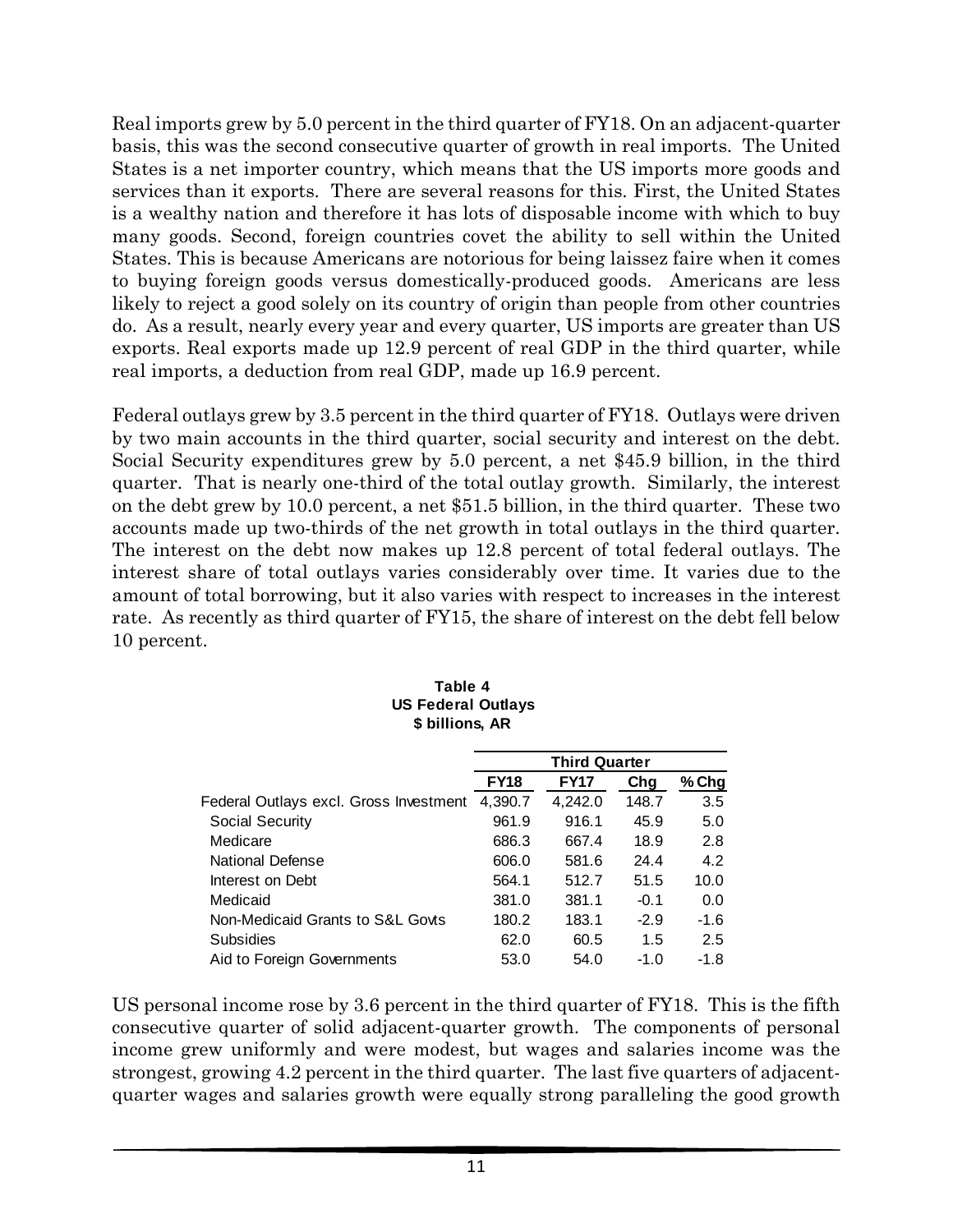Real imports grew by 5.0 percent in the third quarter of FY18. On an adjacent-quarter basis, this was the second consecutive quarter of growth in real imports. The United States is a net importer country, which means that the US imports more goods and services than it exports. There are several reasons for this. First, the United States is a wealthy nation and therefore it has lots of disposable income with which to buy many goods. Second, foreign countries covet the ability to sell within the United States. This is because Americans are notorious for being laissez faire when it comes to buying foreign goods versus domestically-produced goods. Americans are less likely to reject a good solely on its country of origin than people from other countries do. As a result, nearly every year and every quarter, US imports are greater than US exports. Real exports made up 12.9 percent of real GDP in the third quarter, while real imports, a deduction from real GDP, made up 16.9 percent.

Federal outlays grew by 3.5 percent in the third quarter of FY18. Outlays were driven by two main accounts in the third quarter, social security and interest on the debt. Social Security expenditures grew by 5.0 percent, a net $45.9 billion, in the third quarter. That is nearly one-third of the total outlay growth. Similarly, the interest on the debt grew by 10.0 percent, a net $51.5 billion, in the third quarter. These two accounts made up two-thirds of the net growth in total outlays in the third quarter. The interest on the debt now makes up 12.8 percent of total federal outlays. The interest share of total outlays varies considerably over time. It varies due to the amount of total borrowing, but it also varies with respect to increases in the interest rate. As recently as third quarter of FY15, the share of interest on the debt fell below 10 percent.

**Table 4**
**US Federal Outlays**
**$ billions, AR**

| | Third Quarter | | | |
|---|---|---|---|---|
| | **FY18** | **FY17** | **Chg** | **% Chg** |
| Federal Outlays excl. Gross Investment | 4,390.7 | 4,242.0 | 148.7 | 3.5 |
| Social Security | 961.9 | 916.1 | 45.9 | 5.0 |
| Medicare | 686.3 | 667.4 | 18.9 | 2.8 |
| National Defense | 606.0 | 581.6 | 24.4 | 4.2 |
| Interest on Debt | 564.1 | 512.7 | 51.5 | 10.0 |
| Medicaid | 381.0 | 381.1 | -0.1 | 0.0 |
| Non-Medicaid Grants to S&L Govts | 180.2 | 183.1 | -2.9 | -1.6 |
| Subsidies | 62.0 | 60.5 | 1.5 | 2.5 |
| Aid to Foreign Governments | 53.0 | 54.0 | -1.0 | -1.8 |

US personal income rose by 3.6 percent in the third quarter of FY18. This is the fifth consecutive quarter of solid adjacent-quarter growth. The components of personal income grew uniformly and were modest, but wages and salaries income was the strongest, growing 4.2 percent in the third quarter. The last five quarters of adjacent-quarter wages and salaries growth were equally strong paralleling the good growth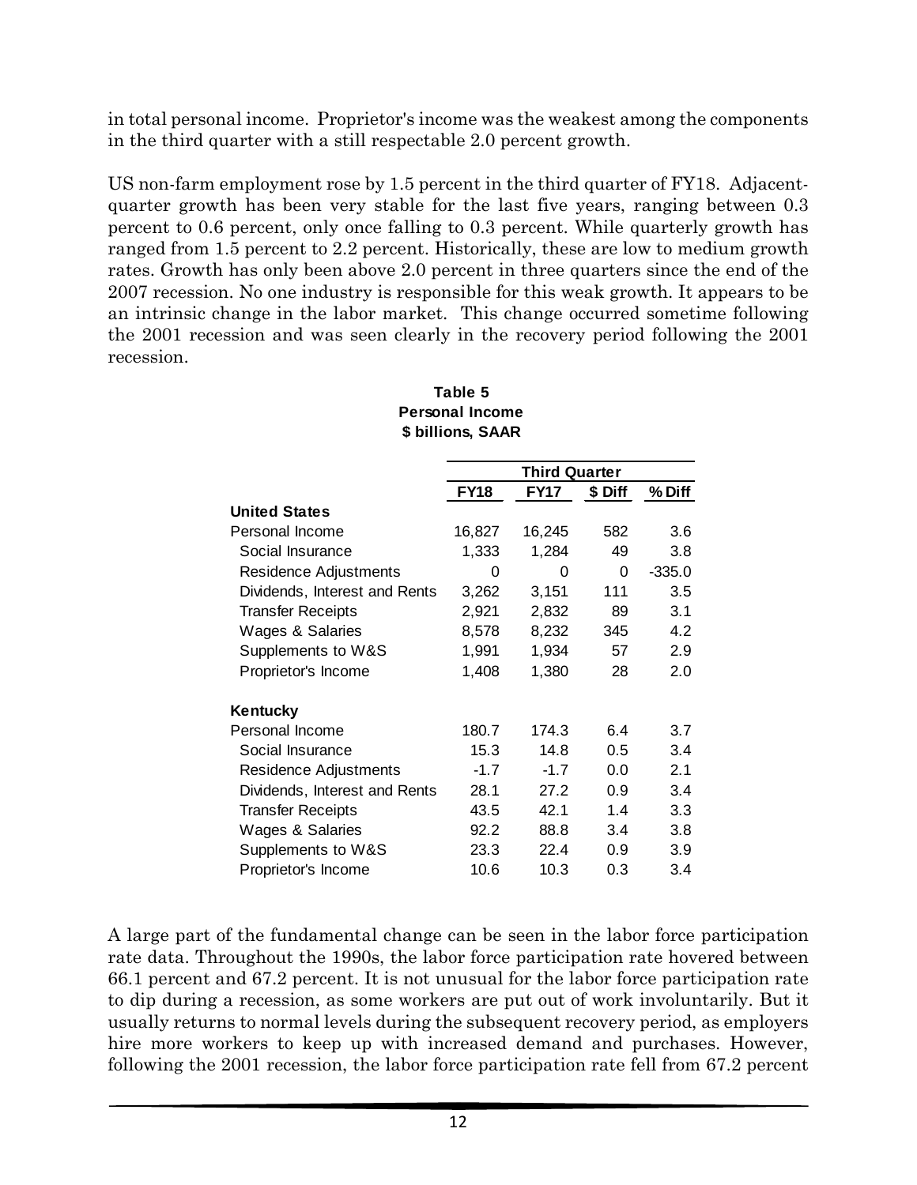in total personal income. Proprietor's income was the weakest among the components in the third quarter with a still respectable 2.0 percent growth.

US non-farm employment rose by 1.5 percent in the third quarter of FY18. Adjacent-quarter growth has been very stable for the last five years, ranging between 0.3 percent to 0.6 percent, only once falling to 0.3 percent. While quarterly growth has ranged from 1.5 percent to 2.2 percent. Historically, these are low to medium growth rates. Growth has only been above 2.0 percent in three quarters since the end of the 2007 recession. No one industry is responsible for this weak growth. It appears to be an intrinsic change in the labor market. This change occurred sometime following the 2001 recession and was seen clearly in the recovery period following the 2001 recession.

**Table 5**
**Personal Income**
**$ billions, SAAR**

| | Third Quarter | | | |
|---|---|---|---|---|
| | **FY18** | **FY17** | **$ Diff** | **% Diff** |
| **United States** | | | | |
| Personal Income | 16,827 | 16,245 | 582 | 3.6 |
| Social Insurance | 1,333 | 1,284 | 49 | 3.8 |
| Residence Adjustments | 0 | 0 | 0 | -335.0 |
| Dividends, Interest and Rents | 3,262 | 3,151 | 111 | 3.5 |
| Transfer Receipts | 2,921 | 2,832 | 89 | 3.1 |
| Wages & Salaries | 8,578 | 8,232 | 345 | 4.2 |
| Supplements to W&S | 1,991 | 1,934 | 57 | 2.9 |
| Proprietor's Income | 1,408 | 1,380 | 28 | 2.0 |
| **Kentucky** | | | | |
| Personal Income | 180.7 | 174.3 | 6.4 | 3.7 |
| Social Insurance | 15.3 | 14.8 | 0.5 | 3.4 |
| Residence Adjustments | -1.7 | -1.7 | 0.0 | 2.1 |
| Dividends, Interest and Rents | 28.1 | 27.2 | 0.9 | 3.4 |
| Transfer Receipts | 43.5 | 42.1 | 1.4 | 3.3 |
| Wages & Salaries | 92.2 | 88.8 | 3.4 | 3.8 |
| Supplements to W&S | 23.3 | 22.4 | 0.9 | 3.9 |
| Proprietor's Income | 10.6 | 10.3 | 0.3 | 3.4 |

A large part of the fundamental change can be seen in the labor force participation rate data. Throughout the 1990s, the labor force participation rate hovered between 66.1 percent and 67.2 percent. It is not unusual for the labor force participation rate to dip during a recession, as some workers are put out of work involuntarily. But it usually returns to normal levels during the subsequent recovery period, as employers hire more workers to keep up with increased demand and purchases. However, following the 2001 recession, the labor force participation rate fell from 67.2 percent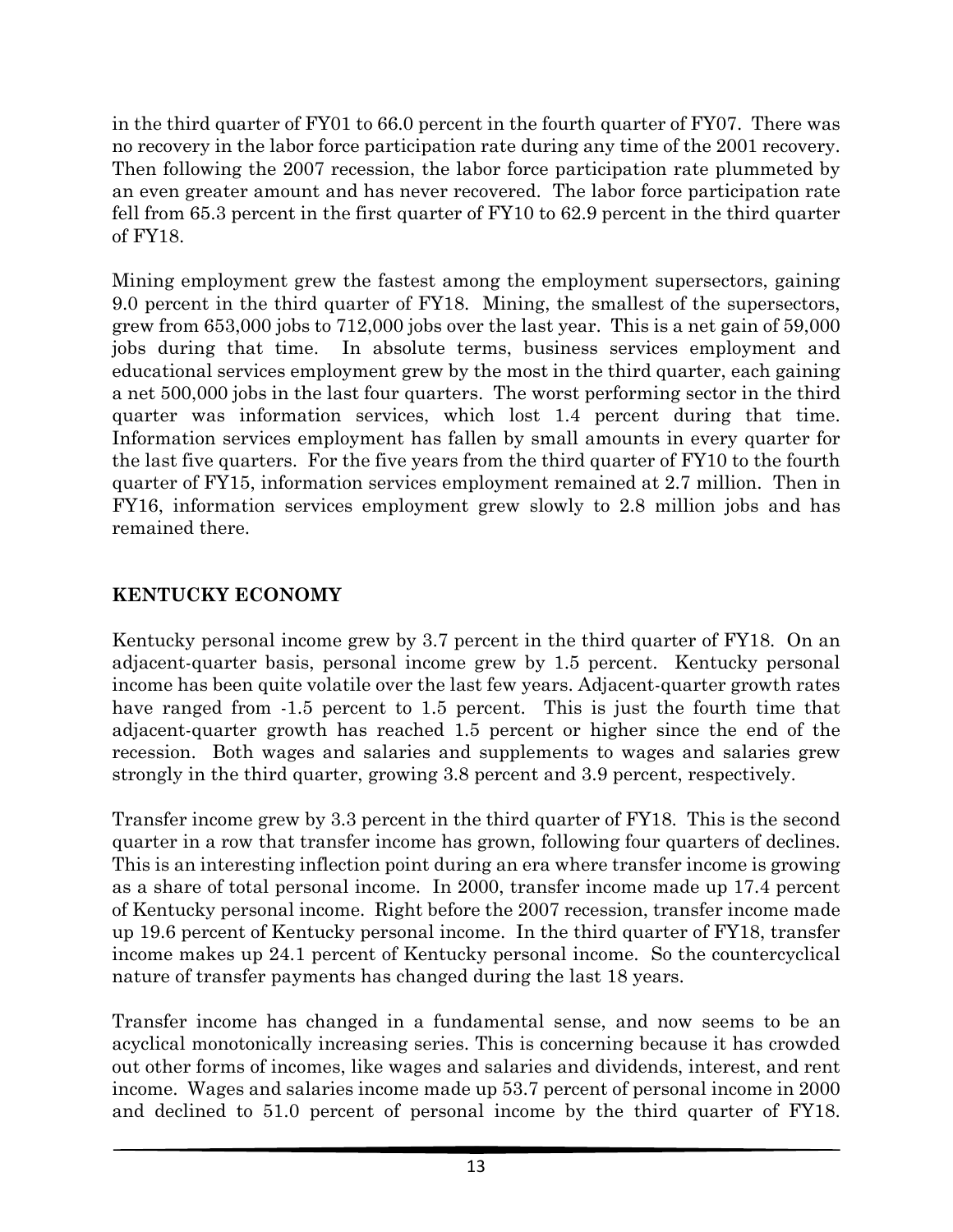in the third quarter of FY01 to 66.0 percent in the fourth quarter of FY07. There was no recovery in the labor force participation rate during any time of the 2001 recovery. Then following the 2007 recession, the labor force participation rate plummeted by an even greater amount and has never recovered. The labor force participation rate fell from 65.3 percent in the first quarter of FY10 to 62.9 percent in the third quarter of FY18.

Mining employment grew the fastest among the employment supersectors, gaining 9.0 percent in the third quarter of FY18. Mining, the smallest of the supersectors, grew from 653,000 jobs to 712,000 jobs over the last year. This is a net gain of 59,000 jobs during that time. In absolute terms, business services employment and educational services employment grew by the most in the third quarter, each gaining a net 500,000 jobs in the last four quarters. The worst performing sector in the third quarter was information services, which lost 1.4 percent during that time. Information services employment has fallen by small amounts in every quarter for the last five quarters. For the five years from the third quarter of FY10 to the fourth quarter of FY15, information services employment remained at 2.7 million. Then in FY16, information services employment grew slowly to 2.8 million jobs and has remained there.

## KENTUCKY ECONOMY

Kentucky personal income grew by 3.7 percent in the third quarter of FY18. On an adjacent-quarter basis, personal income grew by 1.5 percent. Kentucky personal income has been quite volatile over the last few years. Adjacent-quarter growth rates have ranged from -1.5 percent to 1.5 percent. This is just the fourth time that adjacent-quarter growth has reached 1.5 percent or higher since the end of the recession. Both wages and salaries and supplements to wages and salaries grew strongly in the third quarter, growing 3.8 percent and 3.9 percent, respectively.

Transfer income grew by 3.3 percent in the third quarter of FY18. This is the second quarter in a row that transfer income has grown, following four quarters of declines. This is an interesting inflection point during an era where transfer income is growing as a share of total personal income. In 2000, transfer income made up 17.4 percent of Kentucky personal income. Right before the 2007 recession, transfer income made up 19.6 percent of Kentucky personal income. In the third quarter of FY18, transfer income makes up 24.1 percent of Kentucky personal income. So the countercyclical nature of transfer payments has changed during the last 18 years.

Transfer income has changed in a fundamental sense, and now seems to be an acyclical monotonically increasing series. This is concerning because it has crowded out other forms of incomes, like wages and salaries and dividends, interest, and rent income. Wages and salaries income made up 53.7 percent of personal income in 2000 and declined to 51.0 percent of personal income by the third quarter of FY18.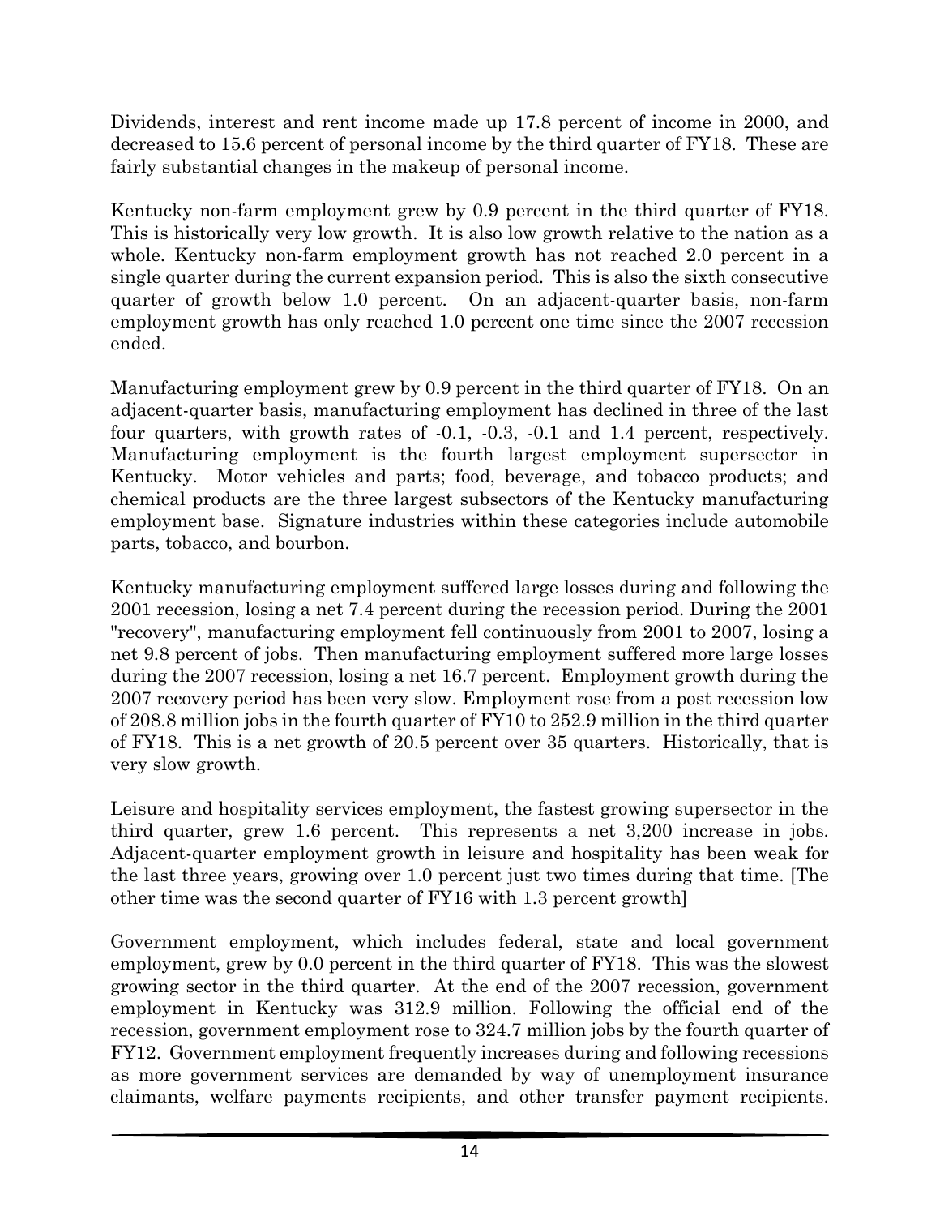Dividends, interest and rent income made up 17.8 percent of income in 2000, and decreased to 15.6 percent of personal income by the third quarter of FY18. These are fairly substantial changes in the makeup of personal income.

Kentucky non-farm employment grew by 0.9 percent in the third quarter of FY18. This is historically very low growth. It is also low growth relative to the nation as a whole. Kentucky non-farm employment growth has not reached 2.0 percent in a single quarter during the current expansion period. This is also the sixth consecutive quarter of growth below 1.0 percent. On an adjacent-quarter basis, non-farm employment growth has only reached 1.0 percent one time since the 2007 recession ended.

Manufacturing employment grew by 0.9 percent in the third quarter of FY18. On an adjacent-quarter basis, manufacturing employment has declined in three of the last four quarters, with growth rates of -0.1, -0.3, -0.1 and 1.4 percent, respectively. Manufacturing employment is the fourth largest employment supersector in Kentucky. Motor vehicles and parts; food, beverage, and tobacco products; and chemical products are the three largest subsectors of the Kentucky manufacturing employment base. Signature industries within these categories include automobile parts, tobacco, and bourbon.

Kentucky manufacturing employment suffered large losses during and following the 2001 recession, losing a net 7.4 percent during the recession period. During the 2001 "recovery", manufacturing employment fell continuously from 2001 to 2007, losing a net 9.8 percent of jobs. Then manufacturing employment suffered more large losses during the 2007 recession, losing a net 16.7 percent. Employment growth during the 2007 recovery period has been very slow. Employment rose from a post recession low of 208.8 million jobs in the fourth quarter of FY10 to 252.9 million in the third quarter of FY18. This is a net growth of 20.5 percent over 35 quarters. Historically, that is very slow growth.

Leisure and hospitality services employment, the fastest growing supersector in the third quarter, grew 1.6 percent. This represents a net 3,200 increase in jobs. Adjacent-quarter employment growth in leisure and hospitality has been weak for the last three years, growing over 1.0 percent just two times during that time. [The other time was the second quarter of FY16 with 1.3 percent growth]

Government employment, which includes federal, state and local government employment, grew by 0.0 percent in the third quarter of FY18. This was the slowest growing sector in the third quarter. At the end of the 2007 recession, government employment in Kentucky was 312.9 million. Following the official end of the recession, government employment rose to 324.7 million jobs by the fourth quarter of FY12. Government employment frequently increases during and following recessions as more government services are demanded by way of unemployment insurance claimants, welfare payments recipients, and other transfer payment recipients.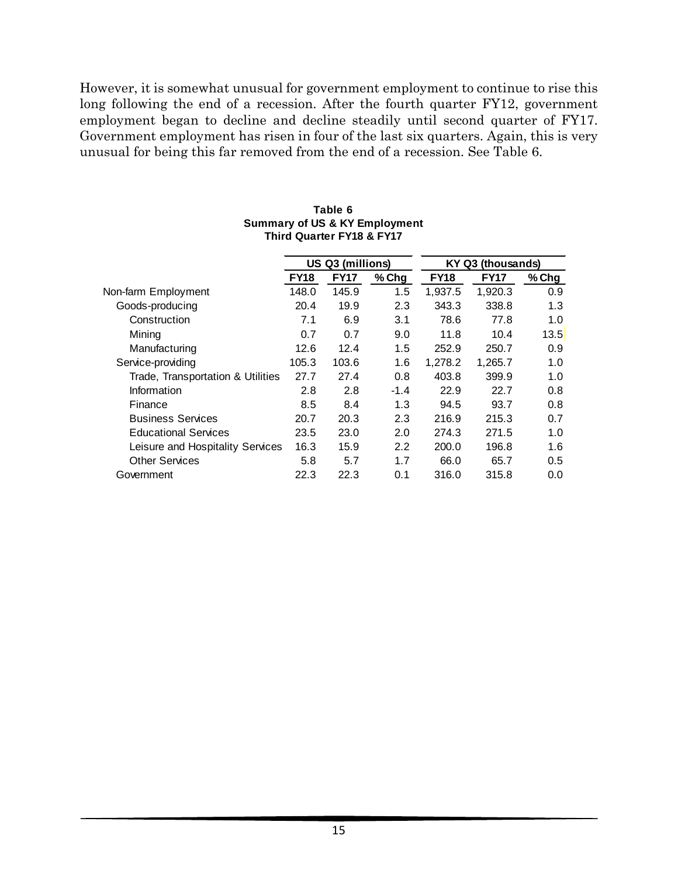However, it is somewhat unusual for government employment to continue to rise this long following the end of a recession. After the fourth quarter FY12, government employment began to decline and decline steadily until second quarter of FY17. Government employment has risen in four of the last six quarters. Again, this is very unusual for being this far removed from the end of a recession. See Table 6.

**Table 6**
**Summary of US & KY Employment**
**Third Quarter FY18 & FY17**

| | US Q3 (millions) | | | KY Q3 (thousands) | | |
|---|---|---|---|---|---|---|
| | **FY18** | **FY17** | **% Chg** | **FY18** | **FY17** | **% Chg** |
| Non-farm Employment | 148.0 | 145.9 | 1.5 | 1,937.5 | 1,920.3 | 0.9 |
| Goods-producing | 20.4 | 19.9 | 2.3 | 343.3 | 338.8 | 1.3 |
| Construction | 7.1 | 6.9 | 3.1 | 78.6 | 77.8 | 1.0 |
| Mining | 0.7 | 0.7 | 9.0 | 11.8 | 10.4 | 13.5 |
| Manufacturing | 12.6 | 12.4 | 1.5 | 252.9 | 250.7 | 0.9 |
| Service-providing | 105.3 | 103.6 | 1.6 | 1,278.2 | 1,265.7 | 1.0 |
| Trade, Transportation & Utilities | 27.7 | 27.4 | 0.8 | 403.8 | 399.9 | 1.0 |
| Information | 2.8 | 2.8 | -1.4 | 22.9 | 22.7 | 0.8 |
| Finance | 8.5 | 8.4 | 1.3 | 94.5 | 93.7 | 0.8 |
| Business Services | 20.7 | 20.3 | 2.3 | 216.9 | 215.3 | 0.7 |
| Educational Services | 23.5 | 23.0 | 2.0 | 274.3 | 271.5 | 1.0 |
| Leisure and Hospitality Services | 16.3 | 15.9 | 2.2 | 200.0 | 196.8 | 1.6 |
| Other Services | 5.8 | 5.7 | 1.7 | 66.0 | 65.7 | 0.5 |
| Government | 22.3 | 22.3 | 0.1 | 316.0 | 315.8 | 0.0 |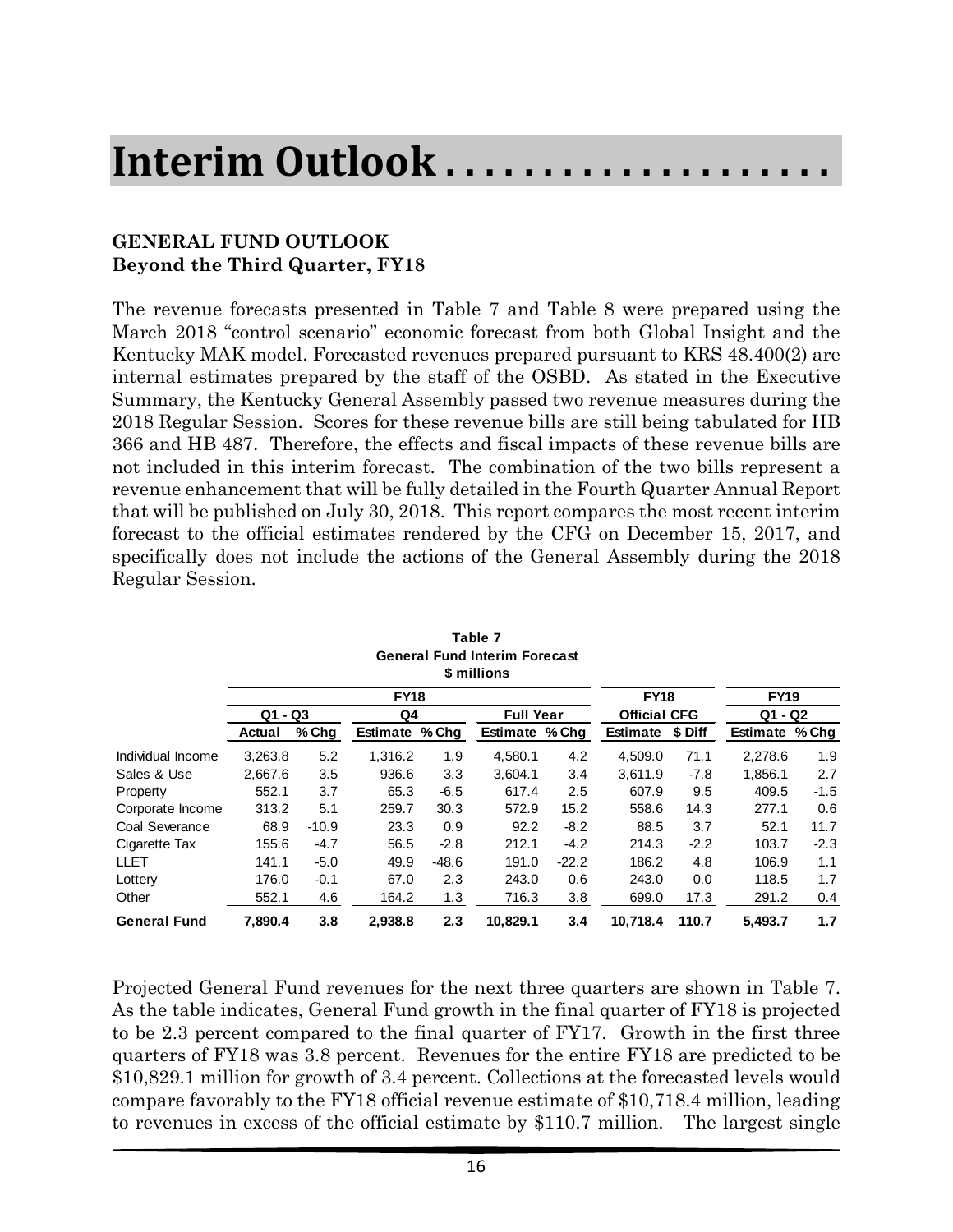# Interim Outlook . . . . . . . . . . . . . . . . . . . .

**GENERAL FUND OUTLOOK**
**Beyond the Third Quarter, FY18**

The revenue forecasts presented in Table 7 and Table 8 were prepared using the March 2018 "control scenario" economic forecast from both Global Insight and the Kentucky MAK model. Forecasted revenues prepared pursuant to KRS 48.400(2) are internal estimates prepared by the staff of the OSBD. As stated in the Executive Summary, the Kentucky General Assembly passed two revenue measures during the 2018 Regular Session. Scores for these revenue bills are still being tabulated for HB 366 and HB 487. Therefore, the effects and fiscal impacts of these revenue bills are not included in this interim forecast. The combination of the two bills represent a revenue enhancement that will be fully detailed in the Fourth Quarter Annual Report that will be published on July 30, 2018. This report compares the most recent interim forecast to the official estimates rendered by the CFG on December 15, 2017, and specifically does not include the actions of the General Assembly during the 2018 Regular Session.

**Table 7**
**General Fund Interim Forecast**
**$ millions**

| | FY18 | | | | | | FY18 | | FY19 | |
|---|---|---|---|---|---|---|---|---|---|---|
| | Q1 - Q3 | | Q4 | | Full Year | | Official CFG | | Q1 - Q2 | |
| | Actual | % Chg | Estimate | % Chg | Estimate | % Chg | Estimate | $ Diff | Estimate | % Chg |
| Individual Income | 3,263.8 | 5.2 | 1,316.2 | 1.9 | 4,580.1 | 4.2 | 4,509.0 | 71.1 | 2,278.6 | 1.9 |
| Sales & Use | 2,667.6 | 3.5 | 936.6 | 3.3 | 3,604.1 | 3.4 | 3,611.9 | -7.8 | 1,856.1 | 2.7 |
| Property | 552.1 | 3.7 | 65.3 | -6.5 | 617.4 | 2.5 | 607.9 | 9.5 | 409.5 | -1.5 |
| Corporate Income | 313.2 | 5.1 | 259.7 | 30.3 | 572.9 | 15.2 | 558.6 | 14.3 | 277.1 | 0.6 |
| Coal Severance | 68.9 | -10.9 | 23.3 | 0.9 | 92.2 | -8.2 | 88.5 | 3.7 | 52.1 | 11.7 |
| Cigarette Tax | 155.6 | -4.7 | 56.5 | -2.8 | 212.1 | -4.2 | 214.3 | -2.2 | 103.7 | -2.3 |
| LLET | 141.1 | -5.0 | 49.9 | -48.6 | 191.0 | -22.2 | 186.2 | 4.8 | 106.9 | 1.1 |
| Lottery | 176.0 | -0.1 | 67.0 | 2.3 | 243.0 | 0.6 | 243.0 | 0.0 | 118.5 | 1.7 |
| Other | 552.1 | 4.6 | 164.2 | 1.3 | 716.3 | 3.8 | 699.0 | 17.3 | 291.2 | 0.4 |
| **General Fund** | **7,890.4** | **3.8** | **2,938.8** | **2.3** | **10,829.1** | **3.4** | **10,718.4** | **110.7** | **5,493.7** | **1.7** |

Projected General Fund revenues for the next three quarters are shown in Table 7. As the table indicates, General Fund growth in the final quarter of FY18 is projected to be 2.3 percent compared to the final quarter of FY17. Growth in the first three quarters of FY18 was 3.8 percent. Revenues for the entire FY18 are predicted to be $10,829.1 million for growth of 3.4 percent. Collections at the forecasted levels would compare favorably to the FY18 official revenue estimate of $10,718.4 million, leading to revenues in excess of the official estimate by $110.7 million. The largest single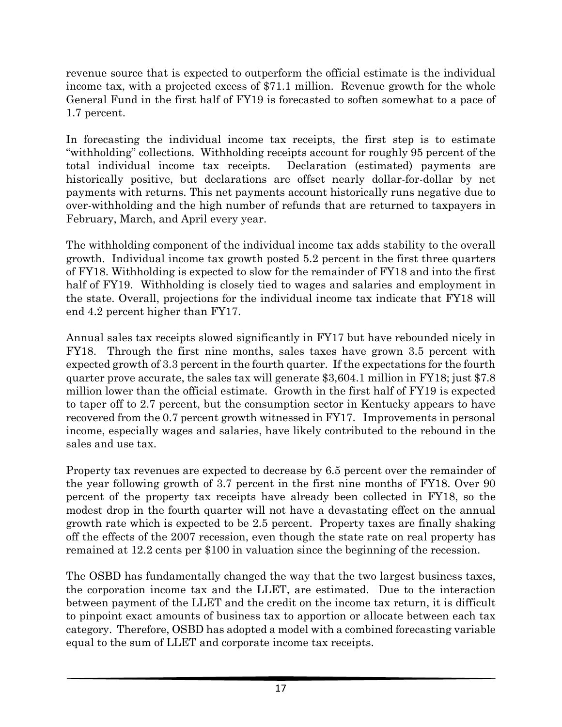revenue source that is expected to outperform the official estimate is the individual income tax, with a projected excess of $71.1 million. Revenue growth for the whole General Fund in the first half of FY19 is forecasted to soften somewhat to a pace of 1.7 percent.

In forecasting the individual income tax receipts, the first step is to estimate "withholding" collections. Withholding receipts account for roughly 95 percent of the total individual income tax receipts. Declaration (estimated) payments are historically positive, but declarations are offset nearly dollar-for-dollar by net payments with returns. This net payments account historically runs negative due to over-withholding and the high number of refunds that are returned to taxpayers in February, March, and April every year.

The withholding component of the individual income tax adds stability to the overall growth. Individual income tax growth posted 5.2 percent in the first three quarters of FY18. Withholding is expected to slow for the remainder of FY18 and into the first half of FY19. Withholding is closely tied to wages and salaries and employment in the state. Overall, projections for the individual income tax indicate that FY18 will end 4.2 percent higher than FY17.

Annual sales tax receipts slowed significantly in FY17 but have rebounded nicely in FY18. Through the first nine months, sales taxes have grown 3.5 percent with expected growth of 3.3 percent in the fourth quarter. If the expectations for the fourth quarter prove accurate, the sales tax will generate $3,604.1 million in FY18; just $7.8 million lower than the official estimate. Growth in the first half of FY19 is expected to taper off to 2.7 percent, but the consumption sector in Kentucky appears to have recovered from the 0.7 percent growth witnessed in FY17. Improvements in personal income, especially wages and salaries, have likely contributed to the rebound in the sales and use tax.

Property tax revenues are expected to decrease by 6.5 percent over the remainder of the year following growth of 3.7 percent in the first nine months of FY18. Over 90 percent of the property tax receipts have already been collected in FY18, so the modest drop in the fourth quarter will not have a devastating effect on the annual growth rate which is expected to be 2.5 percent. Property taxes are finally shaking off the effects of the 2007 recession, even though the state rate on real property has remained at 12.2 cents per $100 in valuation since the beginning of the recession.

The OSBD has fundamentally changed the way that the two largest business taxes, the corporation income tax and the LLET, are estimated. Due to the interaction between payment of the LLET and the credit on the income tax return, it is difficult to pinpoint exact amounts of business tax to apportion or allocate between each tax category. Therefore, OSBD has adopted a model with a combined forecasting variable equal to the sum of LLET and corporate income tax receipts.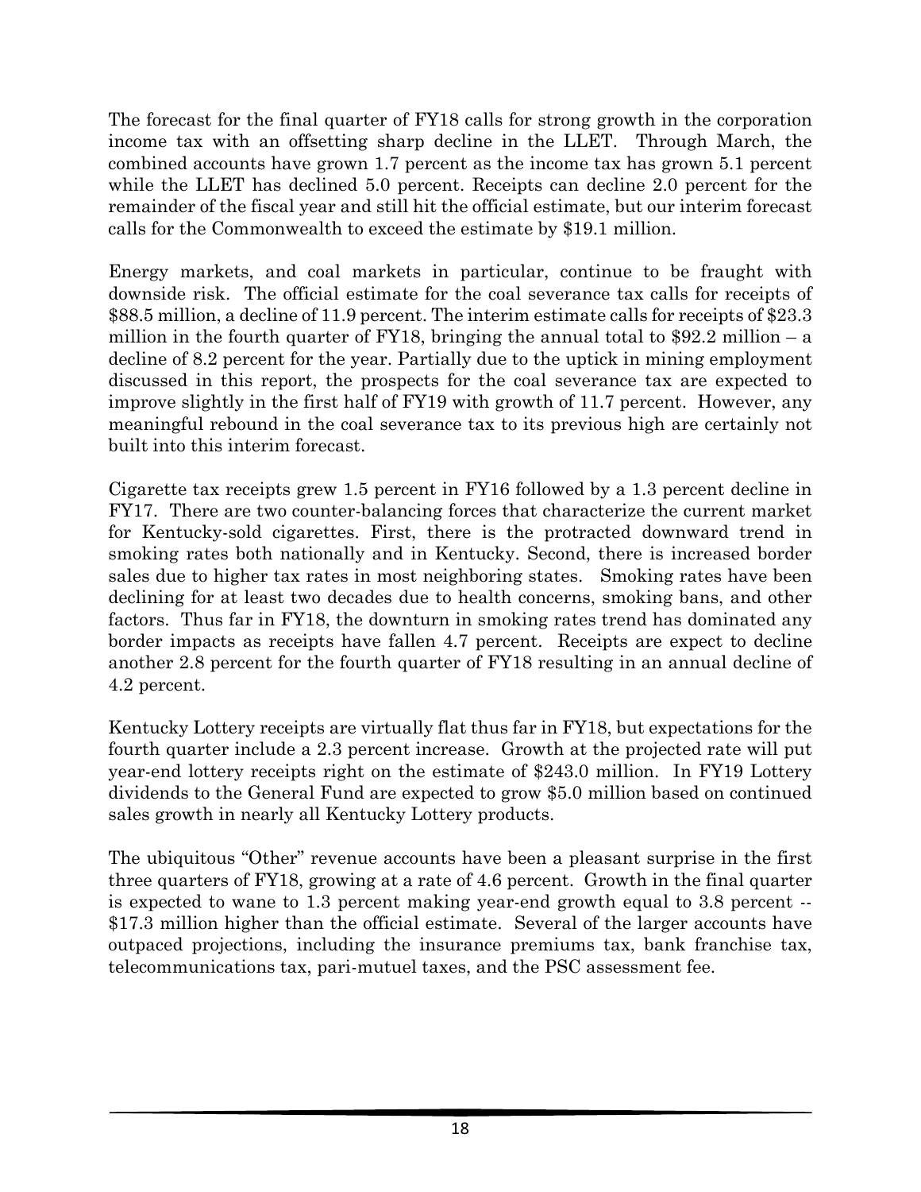The forecast for the final quarter of FY18 calls for strong growth in the corporation income tax with an offsetting sharp decline in the LLET. Through March, the combined accounts have grown 1.7 percent as the income tax has grown 5.1 percent while the LLET has declined 5.0 percent. Receipts can decline 2.0 percent for the remainder of the fiscal year and still hit the official estimate, but our interim forecast calls for the Commonwealth to exceed the estimate by $19.1 million.

Energy markets, and coal markets in particular, continue to be fraught with downside risk. The official estimate for the coal severance tax calls for receipts of $88.5 million, a decline of 11.9 percent. The interim estimate calls for receipts of $23.3 million in the fourth quarter of FY18, bringing the annual total to $92.2 million – a decline of 8.2 percent for the year. Partially due to the uptick in mining employment discussed in this report, the prospects for the coal severance tax are expected to improve slightly in the first half of FY19 with growth of 11.7 percent. However, any meaningful rebound in the coal severance tax to its previous high are certainly not built into this interim forecast.

Cigarette tax receipts grew 1.5 percent in FY16 followed by a 1.3 percent decline in FY17. There are two counter-balancing forces that characterize the current market for Kentucky-sold cigarettes. First, there is the protracted downward trend in smoking rates both nationally and in Kentucky. Second, there is increased border sales due to higher tax rates in most neighboring states. Smoking rates have been declining for at least two decades due to health concerns, smoking bans, and other factors. Thus far in FY18, the downturn in smoking rates trend has dominated any border impacts as receipts have fallen 4.7 percent. Receipts are expect to decline another 2.8 percent for the fourth quarter of FY18 resulting in an annual decline of 4.2 percent.

Kentucky Lottery receipts are virtually flat thus far in FY18, but expectations for the fourth quarter include a 2.3 percent increase. Growth at the projected rate will put year-end lottery receipts right on the estimate of $243.0 million. In FY19 Lottery dividends to the General Fund are expected to grow $5.0 million based on continued sales growth in nearly all Kentucky Lottery products.

The ubiquitous "Other" revenue accounts have been a pleasant surprise in the first three quarters of FY18, growing at a rate of 4.6 percent. Growth in the final quarter is expected to wane to 1.3 percent making year-end growth equal to 3.8 percent -- $17.3 million higher than the official estimate. Several of the larger accounts have outpaced projections, including the insurance premiums tax, bank franchise tax, telecommunications tax, pari-mutuel taxes, and the PSC assessment fee.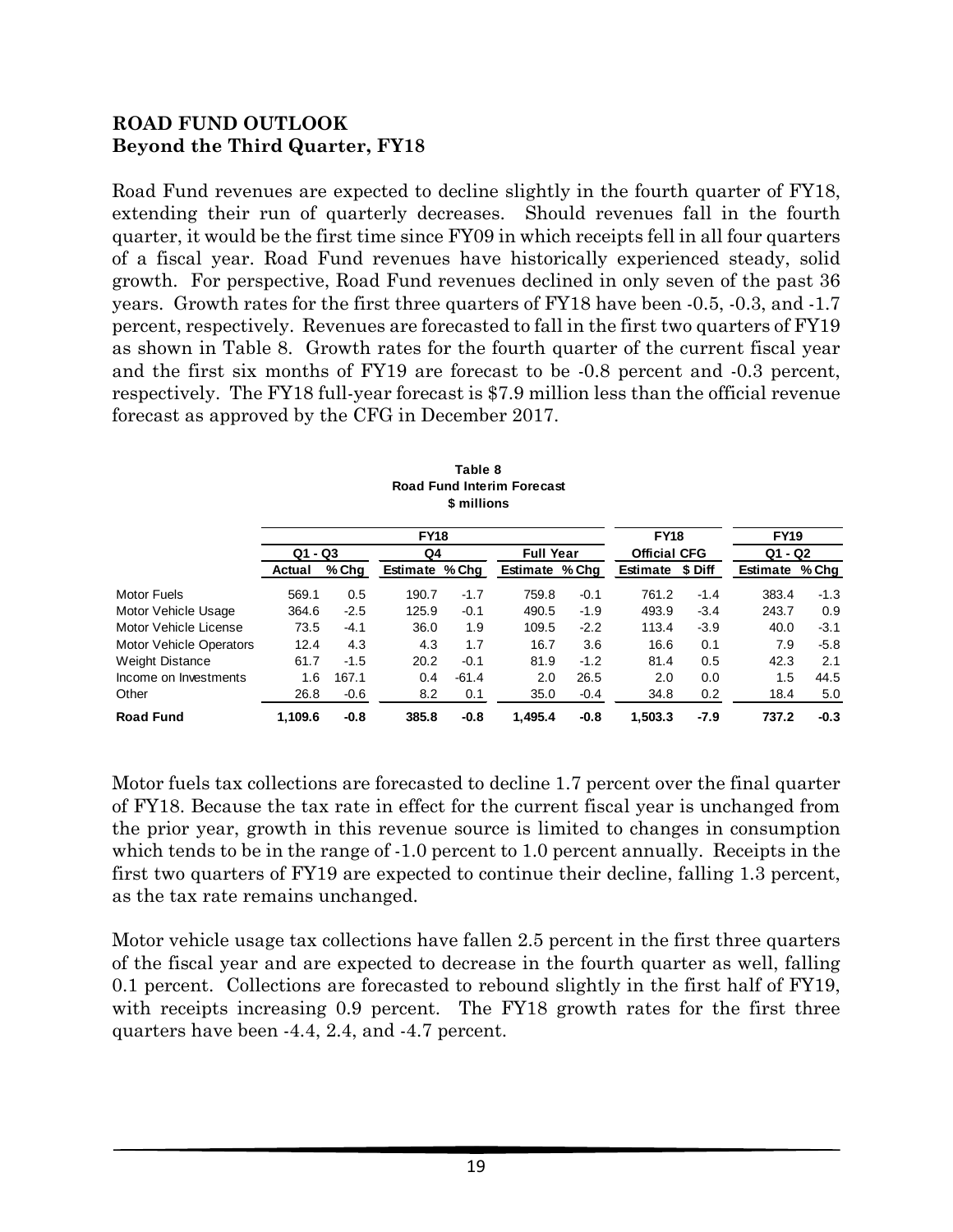**ROAD FUND OUTLOOK**
**Beyond the Third Quarter, FY18**

Road Fund revenues are expected to decline slightly in the fourth quarter of FY18, extending their run of quarterly decreases. Should revenues fall in the fourth quarter, it would be the first time since FY09 in which receipts fell in all four quarters of a fiscal year. Road Fund revenues have historically experienced steady, solid growth. For perspective, Road Fund revenues declined in only seven of the past 36 years. Growth rates for the first three quarters of FY18 have been -0.5, -0.3, and -1.7 percent, respectively. Revenues are forecasted to fall in the first two quarters of FY19 as shown in Table 8. Growth rates for the fourth quarter of the current fiscal year and the first six months of FY19 are forecast to be -0.8 percent and -0.3 percent, respectively. The FY18 full-year forecast is \$7.9 million less than the official revenue forecast as approved by the CFG in December 2017.

**Table 8**
**Road Fund Interim Forecast**
**\$ millions**

| | FY18 | | | | | | FY18 | | FY19 | |
|---|---|---|---|---|---|---|---|---|---|---|
| | Q1 - Q3 | | Q4 | | Full Year | | Official CFG | | Q1 - Q2 | |
| | Actual | % Chg | Estimate | % Chg | Estimate | % Chg | Estimate | \$ Diff | Estimate | % Chg |
| Motor Fuels | 569.1 | 0.5 | 190.7 | -1.7 | 759.8 | -0.1 | 761.2 | -1.4 | 383.4 | -1.3 |
| Motor Vehicle Usage | 364.6 | -2.5 | 125.9 | -0.1 | 490.5 | -1.9 | 493.9 | -3.4 | 243.7 | 0.9 |
| Motor Vehicle License | 73.5 | -4.1 | 36.0 | 1.9 | 109.5 | -2.2 | 113.4 | -3.9 | 40.0 | -3.1 |
| Motor Vehicle Operators | 12.4 | 4.3 | 4.3 | 1.7 | 16.7 | 3.6 | 16.6 | 0.1 | 7.9 | -5.8 |
| Weight Distance | 61.7 | -1.5 | 20.2 | -0.1 | 81.9 | -1.2 | 81.4 | 0.5 | 42.3 | 2.1 |
| Income on Investments | 1.6 | 167.1 | 0.4 | -61.4 | 2.0 | 26.5 | 2.0 | 0.0 | 1.5 | 44.5 |
| Other | 26.8 | -0.6 | 8.2 | 0.1 | 35.0 | -0.4 | 34.8 | 0.2 | 18.4 | 5.0 |
| **Road Fund** | **1,109.6** | **-0.8** | **385.8** | **-0.8** | **1,495.4** | **-0.8** | **1,503.3** | **-7.9** | **737.2** | **-0.3** |

Motor fuels tax collections are forecasted to decline 1.7 percent over the final quarter of FY18. Because the tax rate in effect for the current fiscal year is unchanged from the prior year, growth in this revenue source is limited to changes in consumption which tends to be in the range of -1.0 percent to 1.0 percent annually. Receipts in the first two quarters of FY19 are expected to continue their decline, falling 1.3 percent, as the tax rate remains unchanged.

Motor vehicle usage tax collections have fallen 2.5 percent in the first three quarters of the fiscal year and are expected to decrease in the fourth quarter as well, falling 0.1 percent. Collections are forecasted to rebound slightly in the first half of FY19, with receipts increasing 0.9 percent. The FY18 growth rates for the first three quarters have been -4.4, 2.4, and -4.7 percent.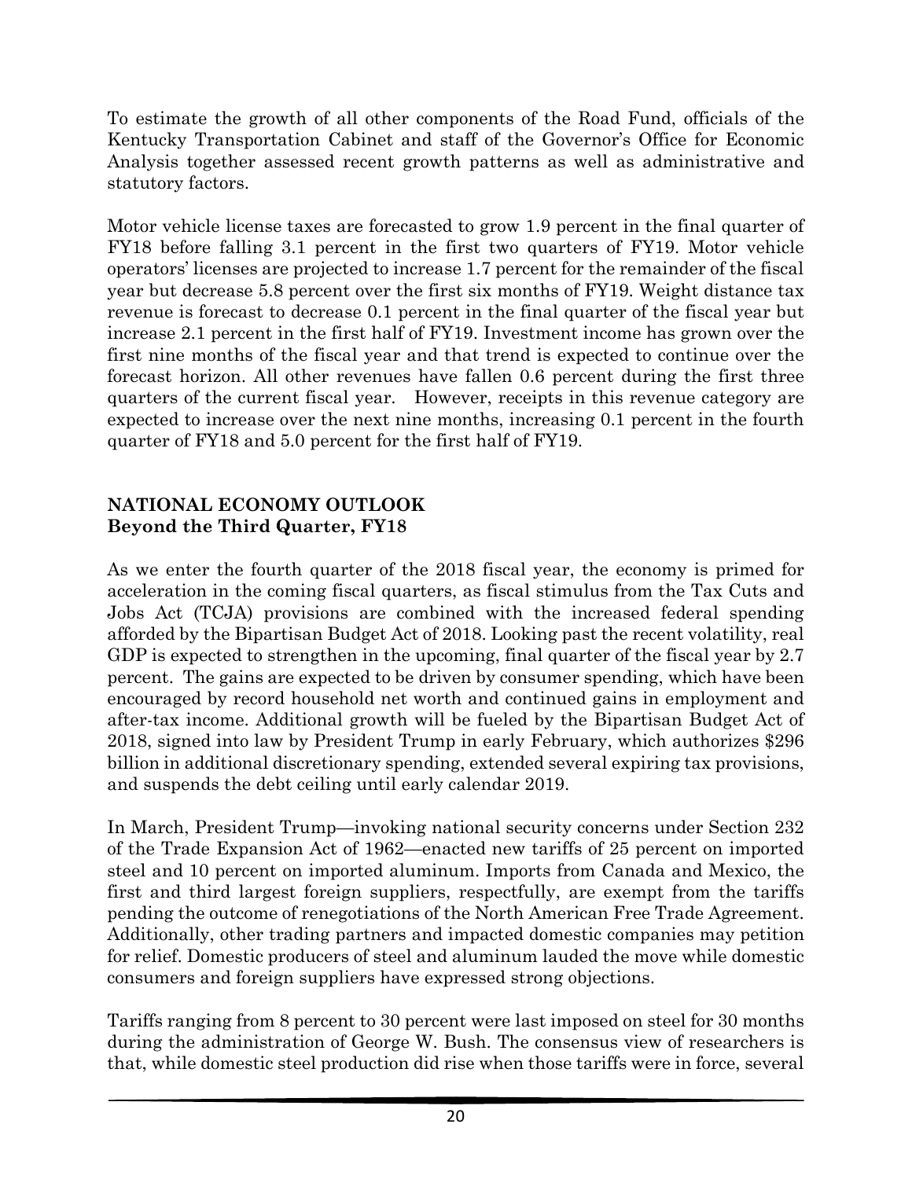To estimate the growth of all other components of the Road Fund, officials of the Kentucky Transportation Cabinet and staff of the Governor's Office for Economic Analysis together assessed recent growth patterns as well as administrative and statutory factors.

Motor vehicle license taxes are forecasted to grow 1.9 percent in the final quarter of FY18 before falling 3.1 percent in the first two quarters of FY19. Motor vehicle operators' licenses are projected to increase 1.7 percent for the remainder of the fiscal year but decrease 5.8 percent over the first six months of FY19. Weight distance tax revenue is forecast to decrease 0.1 percent in the final quarter of the fiscal year but increase 2.1 percent in the first half of FY19. Investment income has grown over the first nine months of the fiscal year and that trend is expected to continue over the forecast horizon. All other revenues have fallen 0.6 percent during the first three quarters of the current fiscal year. However, receipts in this revenue category are expected to increase over the next nine months, increasing 0.1 percent in the fourth quarter of FY18 and 5.0 percent for the first half of FY19.

## NATIONAL ECONOMY OUTLOOK
## Beyond the Third Quarter, FY18

As we enter the fourth quarter of the 2018 fiscal year, the economy is primed for acceleration in the coming fiscal quarters, as fiscal stimulus from the Tax Cuts and Jobs Act (TCJA) provisions are combined with the increased federal spending afforded by the Bipartisan Budget Act of 2018. Looking past the recent volatility, real GDP is expected to strengthen in the upcoming, final quarter of the fiscal year by 2.7 percent. The gains are expected to be driven by consumer spending, which have been encouraged by record household net worth and continued gains in employment and after-tax income. Additional growth will be fueled by the Bipartisan Budget Act of 2018, signed into law by President Trump in early February, which authorizes $296 billion in additional discretionary spending, extended several expiring tax provisions, and suspends the debt ceiling until early calendar 2019.

In March, President Trump—invoking national security concerns under Section 232 of the Trade Expansion Act of 1962—enacted new tariffs of 25 percent on imported steel and 10 percent on imported aluminum. Imports from Canada and Mexico, the first and third largest foreign suppliers, respectfully, are exempt from the tariffs pending the outcome of renegotiations of the North American Free Trade Agreement. Additionally, other trading partners and impacted domestic companies may petition for relief. Domestic producers of steel and aluminum lauded the move while domestic consumers and foreign suppliers have expressed strong objections.

Tariffs ranging from 8 percent to 30 percent were last imposed on steel for 30 months during the administration of George W. Bush. The consensus view of researchers is that, while domestic steel production did rise when those tariffs were in force, several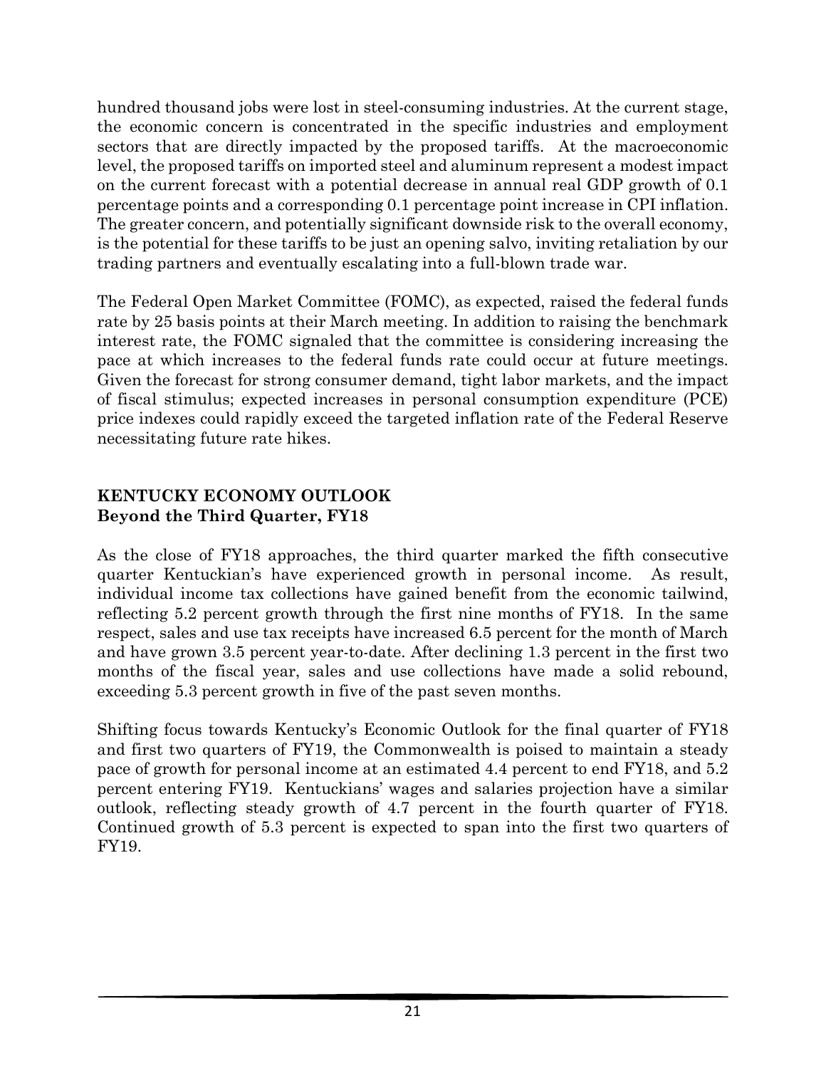hundred thousand jobs were lost in steel-consuming industries. At the current stage, the economic concern is concentrated in the specific industries and employment sectors that are directly impacted by the proposed tariffs. At the macroeconomic level, the proposed tariffs on imported steel and aluminum represent a modest impact on the current forecast with a potential decrease in annual real GDP growth of 0.1 percentage points and a corresponding 0.1 percentage point increase in CPI inflation. The greater concern, and potentially significant downside risk to the overall economy, is the potential for these tariffs to be just an opening salvo, inviting retaliation by our trading partners and eventually escalating into a full-blown trade war.

The Federal Open Market Committee (FOMC), as expected, raised the federal funds rate by 25 basis points at their March meeting. In addition to raising the benchmark interest rate, the FOMC signaled that the committee is considering increasing the pace at which increases to the federal funds rate could occur at future meetings. Given the forecast for strong consumer demand, tight labor markets, and the impact of fiscal stimulus; expected increases in personal consumption expenditure (PCE) price indexes could rapidly exceed the targeted inflation rate of the Federal Reserve necessitating future rate hikes.

## KENTUCKY ECONOMY OUTLOOK
### Beyond the Third Quarter, FY18

As the close of FY18 approaches, the third quarter marked the fifth consecutive quarter Kentuckian's have experienced growth in personal income. As result, individual income tax collections have gained benefit from the economic tailwind, reflecting 5.2 percent growth through the first nine months of FY18. In the same respect, sales and use tax receipts have increased 6.5 percent for the month of March and have grown 3.5 percent year-to-date. After declining 1.3 percent in the first two months of the fiscal year, sales and use collections have made a solid rebound, exceeding 5.3 percent growth in five of the past seven months.

Shifting focus towards Kentucky's Economic Outlook for the final quarter of FY18 and first two quarters of FY19, the Commonwealth is poised to maintain a steady pace of growth for personal income at an estimated 4.4 percent to end FY18, and 5.2 percent entering FY19. Kentuckians' wages and salaries projection have a similar outlook, reflecting steady growth of 4.7 percent in the fourth quarter of FY18. Continued growth of 5.3 percent is expected to span into the first two quarters of FY19.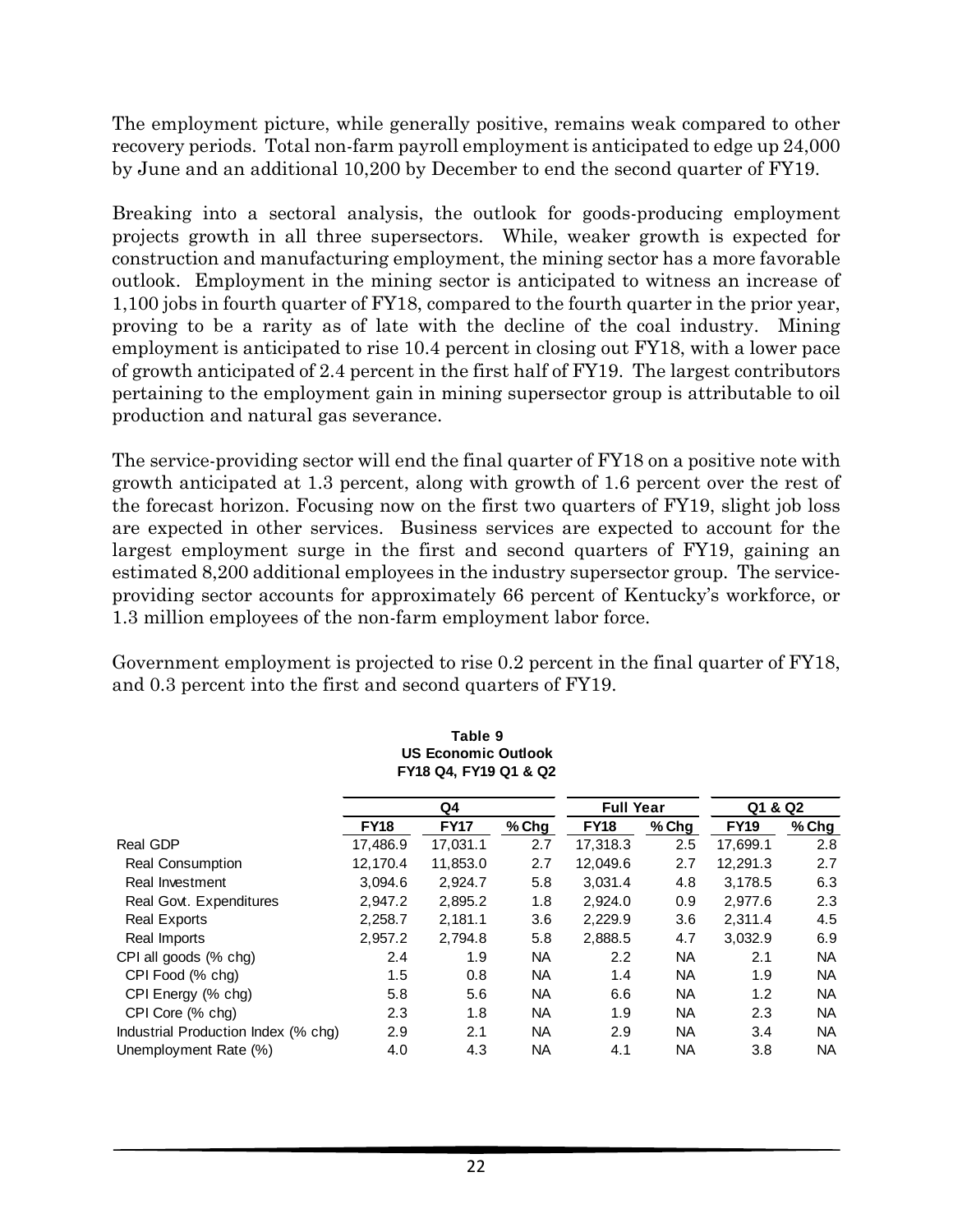The employment picture, while generally positive, remains weak compared to other recovery periods. Total non-farm payroll employment is anticipated to edge up 24,000 by June and an additional 10,200 by December to end the second quarter of FY19.

Breaking into a sectoral analysis, the outlook for goods-producing employment projects growth in all three supersectors. While, weaker growth is expected for construction and manufacturing employment, the mining sector has a more favorable outlook. Employment in the mining sector is anticipated to witness an increase of 1,100 jobs in fourth quarter of FY18, compared to the fourth quarter in the prior year, proving to be a rarity as of late with the decline of the coal industry. Mining employment is anticipated to rise 10.4 percent in closing out FY18, with a lower pace of growth anticipated of 2.4 percent in the first half of FY19. The largest contributors pertaining to the employment gain in mining supersector group is attributable to oil production and natural gas severance.

The service-providing sector will end the final quarter of FY18 on a positive note with growth anticipated at 1.3 percent, along with growth of 1.6 percent over the rest of the forecast horizon. Focusing now on the first two quarters of FY19, slight job loss are expected in other services. Business services are expected to account for the largest employment surge in the first and second quarters of FY19, gaining an estimated 8,200 additional employees in the industry supersector group. The service-providing sector accounts for approximately 66 percent of Kentucky's workforce, or 1.3 million employees of the non-farm employment labor force.

Government employment is projected to rise 0.2 percent in the final quarter of FY18, and 0.3 percent into the first and second quarters of FY19.

**Table 9**
**US Economic Outlook**
**FY18 Q4, FY19 Q1 & Q2**

| | Q4 | | | Full Year | | Q1 & Q2 | |
|---|---|---|---|---|---|---|---|
| | FY18 | FY17 | % Chg | FY18 | % Chg | FY19 | % Chg |
| Real GDP | 17,486.9 | 17,031.1 | 2.7 | 17,318.3 | 2.5 | 17,699.1 | 2.8 |
| Real Consumption | 12,170.4 | 11,853.0 | 2.7 | 12,049.6 | 2.7 | 12,291.3 | 2.7 |
| Real Investment | 3,094.6 | 2,924.7 | 5.8 | 3,031.4 | 4.8 | 3,178.5 | 6.3 |
| Real Govt. Expenditures | 2,947.2 | 2,895.2 | 1.8 | 2,924.0 | 0.9 | 2,977.6 | 2.3 |
| Real Exports | 2,258.7 | 2,181.1 | 3.6 | 2,229.9 | 3.6 | 2,311.4 | 4.5 |
| Real Imports | 2,957.2 | 2,794.8 | 5.8 | 2,888.5 | 4.7 | 3,032.9 | 6.9 |
| CPI all goods (% chg) | 2.4 | 1.9 | NA | 2.2 | NA | 2.1 | NA |
| CPI Food (% chg) | 1.5 | 0.8 | NA | 1.4 | NA | 1.9 | NA |
| CPI Energy (% chg) | 5.8 | 5.6 | NA | 6.6 | NA | 1.2 | NA |
| CPI Core (% chg) | 2.3 | 1.8 | NA | 1.9 | NA | 2.3 | NA |
| Industrial Production Index (% chg) | 2.9 | 2.1 | NA | 2.9 | NA | 3.4 | NA |
| Unemployment Rate (%) | 4.0 | 4.3 | NA | 4.1 | NA | 3.8 | NA |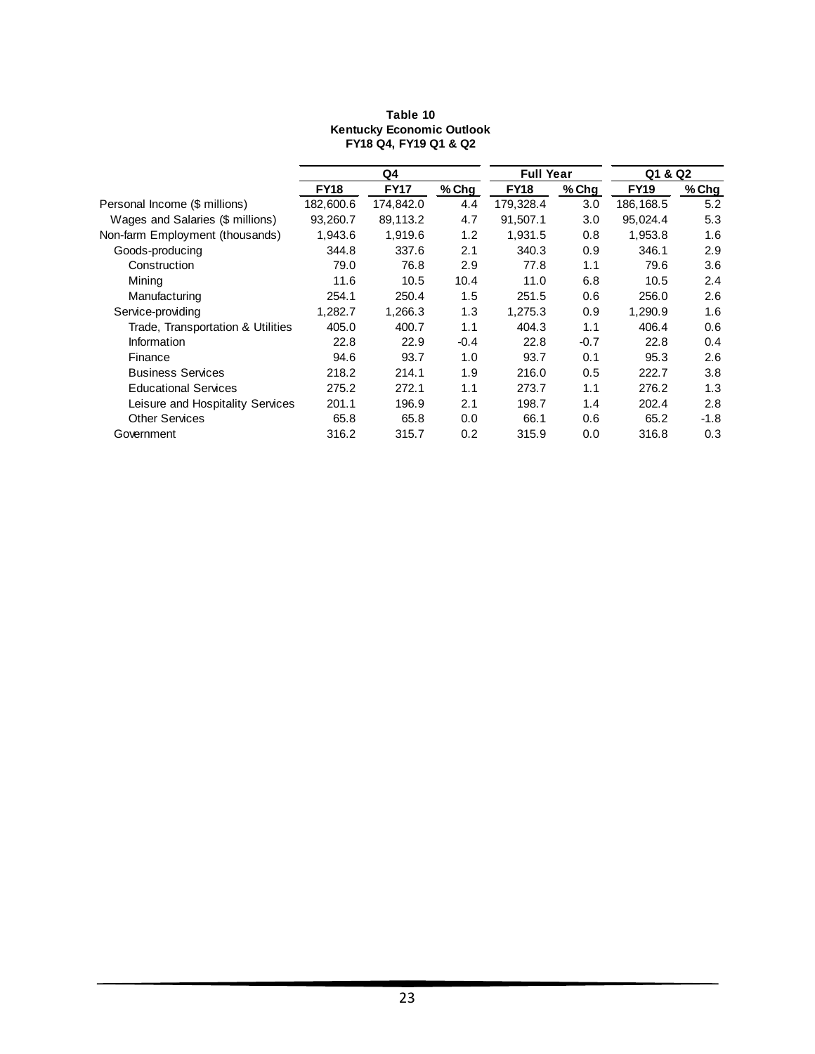**Table 10**
**Kentucky Economic Outlook**
**FY18 Q4, FY19 Q1 & Q2**

| | Q4 | | | Full Year | | Q1 & Q2 | |
|---|---|---|---|---|---|---|---|
| | **FY18** | **FY17** | **% Chg** | **FY18** | **% Chg** | **FY19** | **% Chg** |
| Personal Income ($ millions) | 182,600.6 | 174,842.0 | 4.4 | 179,328.4 | 3.0 | 186,168.5 | 5.2 |
| Wages and Salaries ($ millions) | 93,260.7 | 89,113.2 | 4.7 | 91,507.1 | 3.0 | 95,024.4 | 5.3 |
| Non-farm Employment (thousands) | 1,943.6 | 1,919.6 | 1.2 | 1,931.5 | 0.8 | 1,953.8 | 1.6 |
| Goods-producing | 344.8 | 337.6 | 2.1 | 340.3 | 0.9 | 346.1 | 2.9 |
| Construction | 79.0 | 76.8 | 2.9 | 77.8 | 1.1 | 79.6 | 3.6 |
| Mining | 11.6 | 10.5 | 10.4 | 11.0 | 6.8 | 10.5 | 2.4 |
| Manufacturing | 254.1 | 250.4 | 1.5 | 251.5 | 0.6 | 256.0 | 2.6 |
| Service-providing | 1,282.7 | 1,266.3 | 1.3 | 1,275.3 | 0.9 | 1,290.9 | 1.6 |
| Trade, Transportation & Utilities | 405.0 | 400.7 | 1.1 | 404.3 | 1.1 | 406.4 | 0.6 |
| Information | 22.8 | 22.9 | -0.4 | 22.8 | -0.7 | 22.8 | 0.4 |
| Finance | 94.6 | 93.7 | 1.0 | 93.7 | 0.1 | 95.3 | 2.6 |
| Business Services | 218.2 | 214.1 | 1.9 | 216.0 | 0.5 | 222.7 | 3.8 |
| Educational Services | 275.2 | 272.1 | 1.1 | 273.7 | 1.1 | 276.2 | 1.3 |
| Leisure and Hospitality Services | 201.1 | 196.9 | 2.1 | 198.7 | 1.4 | 202.4 | 2.8 |
| Other Services | 65.8 | 65.8 | 0.0 | 66.1 | 0.6 | 65.2 | -1.8 |
| Government | 316.2 | 315.7 | 0.2 | 315.9 | 0.0 | 316.8 | 0.3 |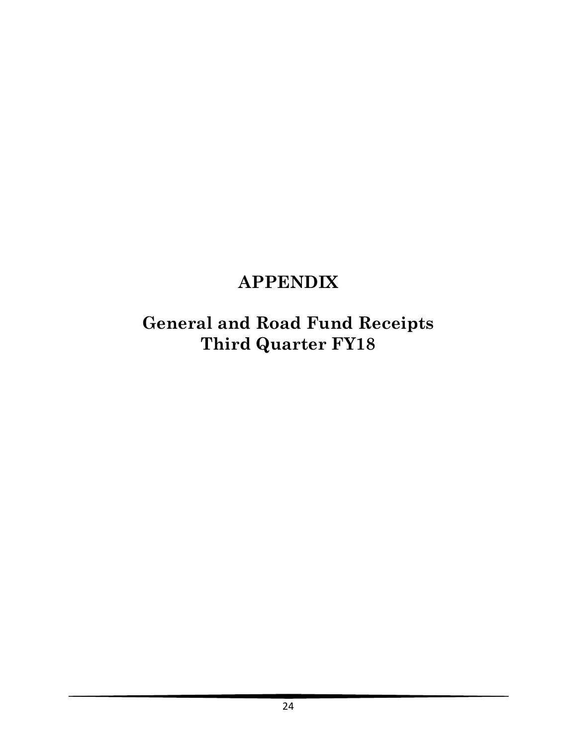# APPENDIX

## General and Road Fund Receipts
## Third Quarter FY18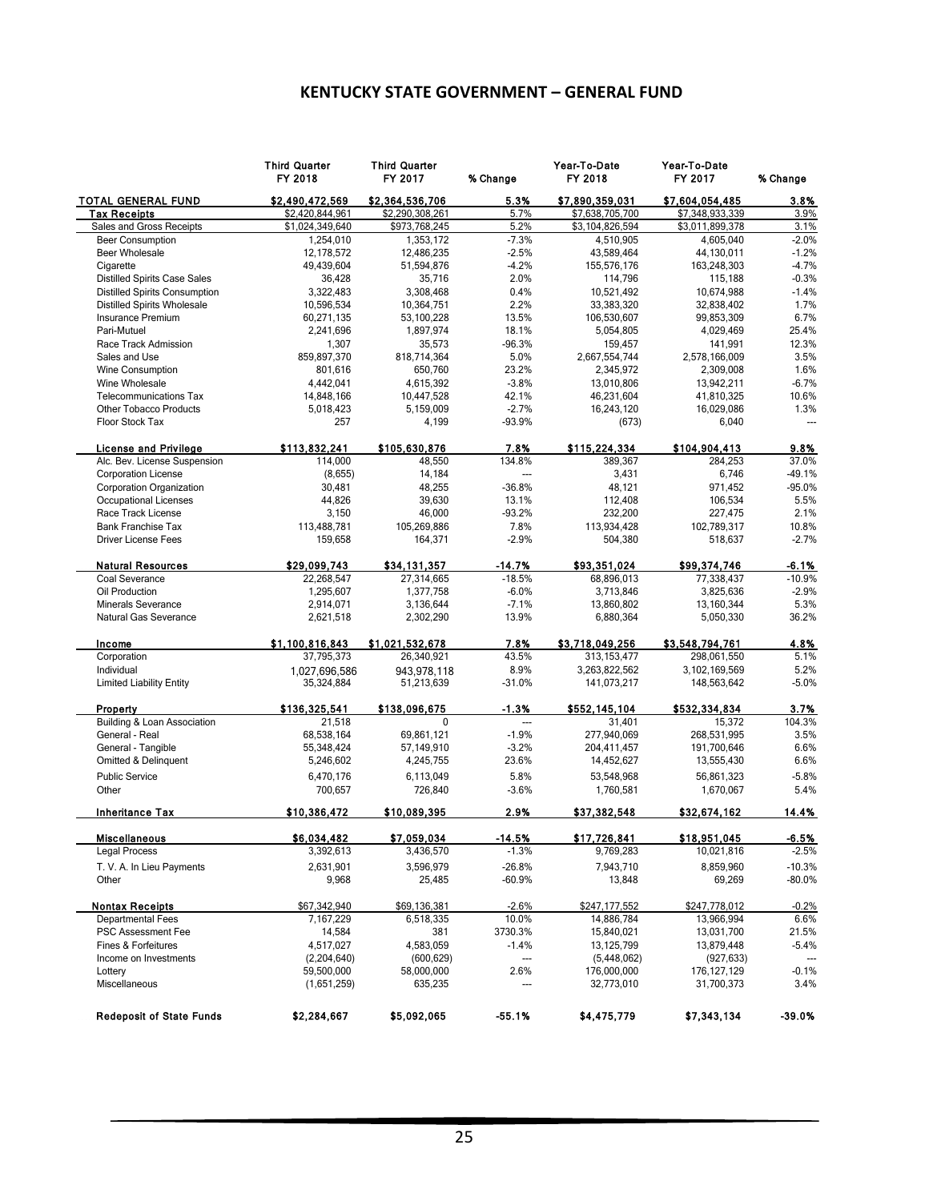## KENTUCKY STATE GOVERNMENT – GENERAL FUND

| | Third Quarter FY 2018 | Third Quarter FY 2017 | % Change | Year-To-Date FY 2018 | Year-To-Date FY 2017 | % Change |
|---|---|---|---|---|---|---|
| **TOTAL GENERAL FUND** | **$2,490,472,569** | **$2,364,536,706** | **5.3%** | **$7,890,359,031** | **$7,604,054,485** | **3.8%** |
| **Tax Receipts** | $2,420,844,961 | $2,290,308,261 | 5.7% | $7,638,705,700 | $7,348,933,339 | 3.9% |
| Sales and Gross Receipts | $1,024,349,640 | $973,768,245 | 5.2% | $3,104,826,594 | $3,011,899,378 | 3.1% |
| Beer Consumption | 1,254,010 | 1,353,172 | -7.3% | 4,510,905 | 4,605,040 | -2.0% |
| Beer Wholesale | 12,178,572 | 12,486,235 | -2.5% | 43,589,464 | 44,130,011 | -1.2% |
| Cigarette | 49,439,604 | 51,594,876 | -4.2% | 155,576,176 | 163,248,303 | -4.7% |
| Distilled Spirits Case Sales | 36,428 | 35,716 | 2.0% | 114,796 | 115,188 | -0.3% |
| Distilled Spirits Consumption | 3,322,483 | 3,308,468 | 0.4% | 10,521,492 | 10,674,988 | -1.4% |
| Distilled Spirits Wholesale | 10,596,534 | 10,364,751 | 2.2% | 33,383,320 | 32,838,402 | 1.7% |
| Insurance Premium | 60,271,135 | 53,100,228 | 13.5% | 106,530,607 | 99,853,309 | 6.7% |
| Pari-Mutuel | 2,241,696 | 1,897,974 | 18.1% | 5,054,805 | 4,029,469 | 25.4% |
| Race Track Admission | 1,307 | 35,573 | -96.3% | 159,457 | 141,991 | 12.3% |
| Sales and Use | 859,897,370 | 818,714,364 | 5.0% | 2,667,554,744 | 2,578,166,009 | 3.5% |
| Wine Consumption | 801,616 | 650,760 | 23.2% | 2,345,972 | 2,309,008 | 1.6% |
| Wine Wholesale | 4,442,041 | 4,615,392 | -3.8% | 13,010,806 | 13,942,211 | -6.7% |
| Telecommunications Tax | 14,848,166 | 10,447,528 | 42.1% | 46,231,604 | 41,810,325 | 10.6% |
| Other Tobacco Products | 5,018,423 | 5,159,009 | -2.7% | 16,243,120 | 16,029,086 | 1.3% |
| Floor Stock Tax | 257 | 4,199 | -93.9% | (673) | 6,040 | --- |
| **License and Privilege** | **$113,832,241** | **$105,630,876** | **7.8%** | **$115,224,334** | **$104,904,413** | **9.8%** |
| Alc. Bev. License Suspension | 114,000 | 48,550 | 134.8% | 389,367 | 284,253 | 37.0% |
| Corporation License | (8,655) | 14,184 | --- | 3,431 | 6,746 | -49.1% |
| Corporation Organization | 30,481 | 48,255 | -36.8% | 48,121 | 971,452 | -95.0% |
| Occupational Licenses | 44,826 | 39,630 | 13.1% | 112,408 | 106,534 | 5.5% |
| Race Track License | 3,150 | 46,000 | -93.2% | 232,200 | 227,475 | 2.1% |
| Bank Franchise Tax | 113,488,781 | 105,269,886 | 7.8% | 113,934,428 | 102,789,317 | 10.8% |
| Driver License Fees | 159,658 | 164,371 | -2.9% | 504,380 | 518,637 | -2.7% |
| **Natural Resources** | **$29,099,743** | **$34,131,357** | **-14.7%** | **$93,351,024** | **$99,374,746** | **-6.1%** |
| Coal Severance | 22,268,547 | 27,314,665 | -18.5% | 68,896,013 | 77,338,437 | -10.9% |
| Oil Production | 1,295,607 | 1,377,758 | -6.0% | 3,713,846 | 3,825,636 | -2.9% |
| Minerals Severance | 2,914,071 | 3,136,644 | -7.1% | 13,860,802 | 13,160,344 | 5.3% |
| Natural Gas Severance | 2,621,518 | 2,302,290 | 13.9% | 6,880,364 | 5,050,330 | 36.2% |
| **Income** | **$1,100,816,843** | **$1,021,532,678** | **7.8%** | **$3,718,049,256** | **$3,548,794,761** | **4.8%** |
| Corporation | 37,795,373 | 26,340,921 | 43.5% | 313,153,477 | 298,061,550 | 5.1% |
| Individual | 1,027,696,586 | 943,978,118 | 8.9% | 3,263,822,562 | 3,102,169,569 | 5.2% |
| Limited Liability Entity | 35,324,884 | 51,213,639 | -31.0% | 141,073,217 | 148,563,642 | -5.0% |
| **Property** | **$136,325,541** | **$138,096,675** | **-1.3%** | **$552,145,104** | **$532,334,834** | **3.7%** |
| Building & Loan Association | 21,518 | 0 | --- | 31,401 | 15,372 | 104.3% |
| General - Real | 68,538,164 | 69,861,121 | -1.9% | 277,940,069 | 268,531,995 | 3.5% |
| General - Tangible | 55,348,424 | 57,149,910 | -3.2% | 204,411,457 | 191,700,646 | 6.6% |
| Omitted & Delinquent | 5,246,602 | 4,245,755 | 23.6% | 14,452,627 | 13,555,430 | 6.6% |
| Public Service | 6,470,176 | 6,113,049 | 5.8% | 53,548,968 | 56,861,323 | -5.8% |
| Other | 700,657 | 726,840 | -3.6% | 1,760,581 | 1,670,067 | 5.4% |
| **Inheritance Tax** | **$10,386,472** | **$10,089,395** | **2.9%** | **$37,382,548** | **$32,674,162** | **14.4%** |
| **Miscellaneous** | **$6,034,482** | **$7,059,034** | **-14.5%** | **$17,726,841** | **$18,951,045** | **-6.5%** |
| Legal Process | 3,392,613 | 3,436,570 | -1.3% | 9,769,283 | 10,021,816 | -2.5% |
| T. V. A. In Lieu Payments | 2,631,901 | 3,596,979 | -26.8% | 7,943,710 | 8,859,960 | -10.3% |
| Other | 9,968 | 25,485 | -60.9% | 13,848 | 69,269 | -80.0% |
| **Nontax Receipts** | $67,342,940 | $69,136,381 | -2.6% | $247,177,552 | $247,778,012 | -0.2% |
| Departmental Fees | 7,167,229 | 6,518,335 | 10.0% | 14,886,784 | 13,966,994 | 6.6% |
| PSC Assessment Fee | 14,584 | 381 | 3730.3% | 15,840,021 | 13,031,700 | 21.5% |
| Fines & Forfeitures | 4,517,027 | 4,583,059 | -1.4% | 13,125,799 | 13,879,448 | -5.4% |
| Income on Investments | (2,204,640) | (600,629) | --- | (5,448,062) | (927,633) | --- |
| Lottery | 59,500,000 | 58,000,000 | 2.6% | 176,000,000 | 176,127,129 | -0.1% |
| Miscellaneous | (1,651,259) | 635,235 | --- | 32,773,010 | 31,700,373 | 3.4% |
| **Redeposit of State Funds** | **$2,284,667** | **$5,092,065** | **-55.1%** | **$4,475,779** | **$7,343,134** | **-39.0%** |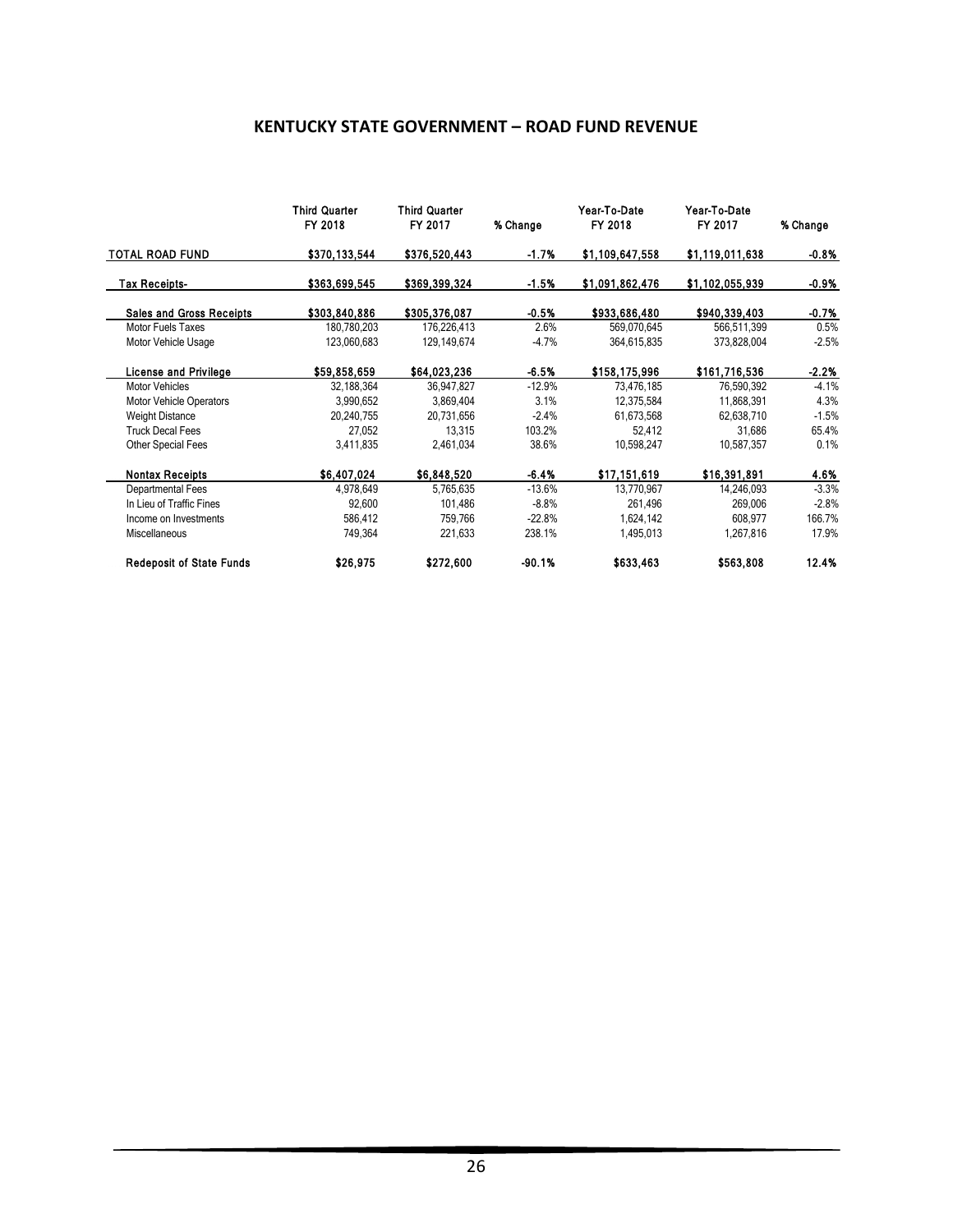## KENTUCKY STATE GOVERNMENT – ROAD FUND REVENUE

| | Third Quarter FY 2018 | Third Quarter FY 2017 | % Change | Year-To-Date FY 2018 | Year-To-Date FY 2017 | % Change |
|---|---|---|---|---|---|---|
| **TOTAL ROAD FUND** | **$370,133,544** | **$376,520,443** | **-1.7%** | **$1,109,647,558** | **$1,119,011,638** | **-0.8%** |
| **Tax Receipts-** | **$363,699,545** | **$369,399,324** | **-1.5%** | **$1,091,862,476** | **$1,102,055,939** | **-0.9%** |
| **Sales and Gross Receipts** | **$303,840,886** | **$305,376,087** | **-0.5%** | **$933,686,480** | **$940,339,403** | **-0.7%** |
| Motor Fuels Taxes | 180,780,203 | 176,226,413 | 2.6% | 569,070,645 | 566,511,399 | 0.5% |
| Motor Vehicle Usage | 123,060,683 | 129,149,674 | -4.7% | 364,615,835 | 373,828,004 | -2.5% |
| **License and Privilege** | **$59,858,659** | **$64,023,236** | **-6.5%** | **$158,175,996** | **$161,716,536** | **-2.2%** |
| Motor Vehicles | 32,188,364 | 36,947,827 | -12.9% | 73,476,185 | 76,590,392 | -4.1% |
| Motor Vehicle Operators | 3,990,652 | 3,869,404 | 3.1% | 12,375,584 | 11,868,391 | 4.3% |
| Weight Distance | 20,240,755 | 20,731,656 | -2.4% | 61,673,568 | 62,638,710 | -1.5% |
| Truck Decal Fees | 27,052 | 13,315 | 103.2% | 52,412 | 31,686 | 65.4% |
| Other Special Fees | 3,411,835 | 2,461,034 | 38.6% | 10,598,247 | 10,587,357 | 0.1% |
| **Nontax Receipts** | **$6,407,024** | **$6,848,520** | **-6.4%** | **$17,151,619** | **$16,391,891** | **4.6%** |
| Departmental Fees | 4,978,649 | 5,765,635 | -13.6% | 13,770,967 | 14,246,093 | -3.3% |
| In Lieu of Traffic Fines | 92,600 | 101,486 | -8.8% | 261,496 | 269,006 | -2.8% |
| Income on Investments | 586,412 | 759,766 | -22.8% | 1,624,142 | 608,977 | 166.7% |
| Miscellaneous | 749,364 | 221,633 | 238.1% | 1,495,013 | 1,267,816 | 17.9% |
| **Redeposit of State Funds** | **$26,975** | **$272,600** | **-90.1%** | **$633,463** | **$563,808** | **12.4%** |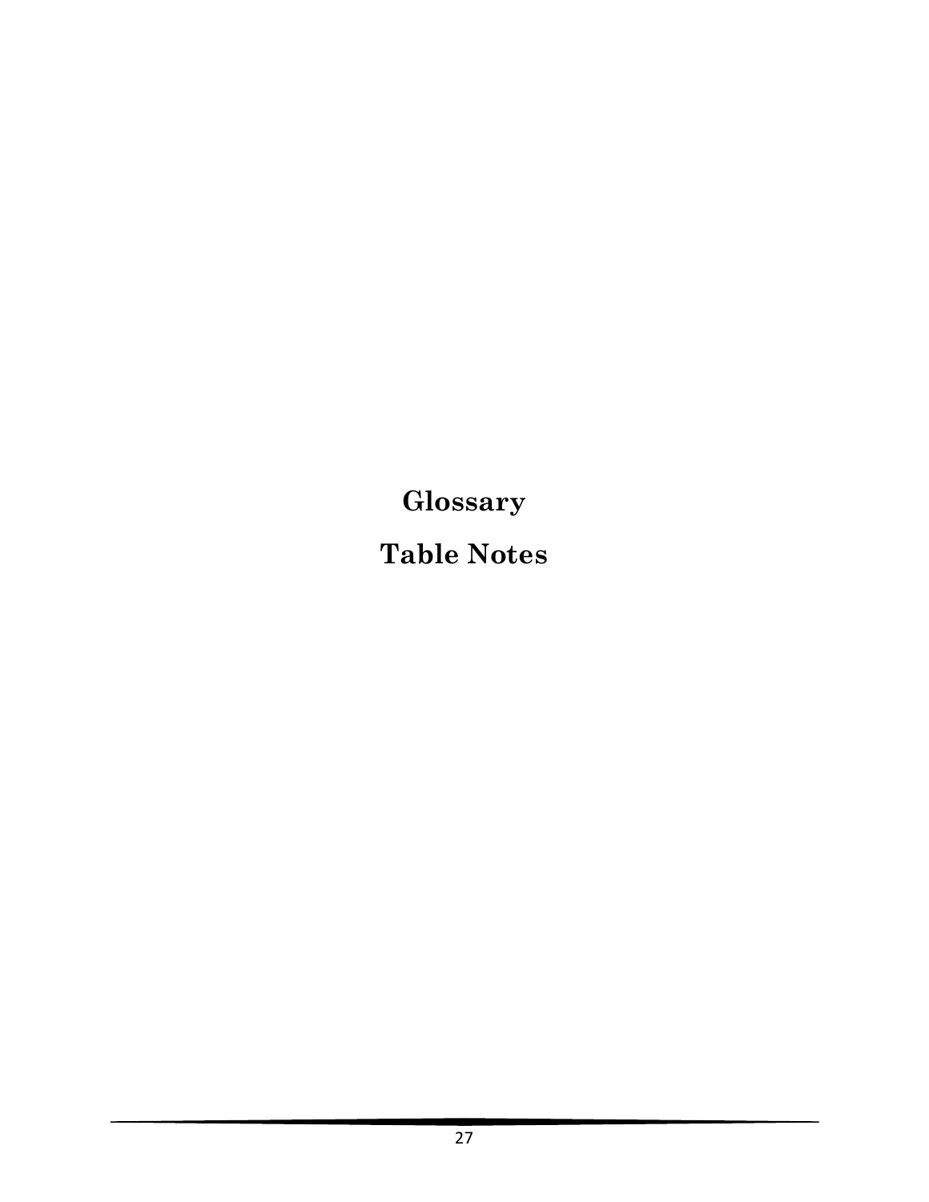# Glossary

# Table Notes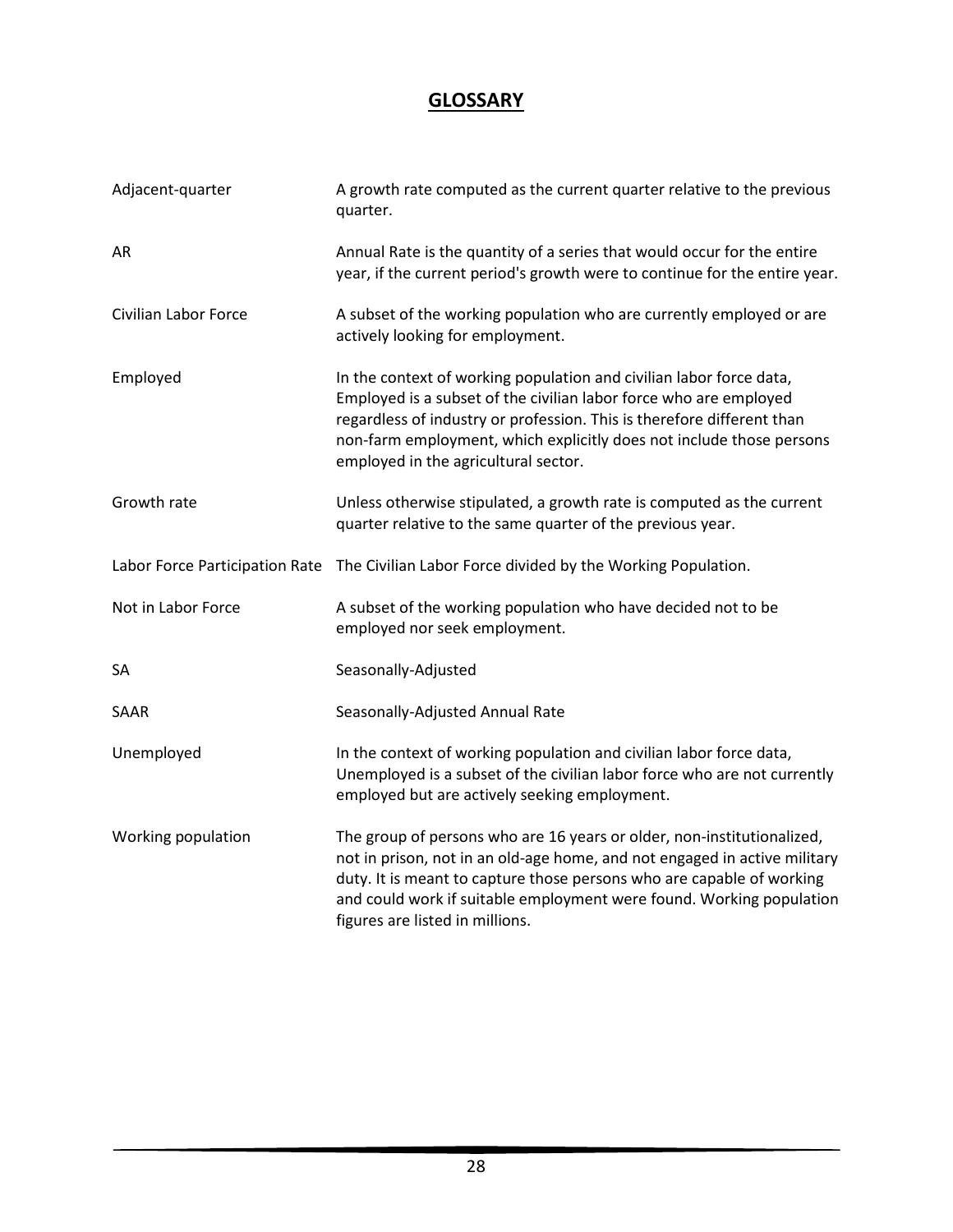# GLOSSARY

| Term | Definition |
| --- | --- |
| Adjacent-quarter | A growth rate computed as the current quarter relative to the previous quarter. |
| AR | Annual Rate is the quantity of a series that would occur for the entire year, if the current period's growth were to continue for the entire year. |
| Civilian Labor Force | A subset of the working population who are currently employed or are actively looking for employment. |
| Employed | In the context of working population and civilian labor force data, Employed is a subset of the civilian labor force who are employed regardless of industry or profession. This is therefore different than non-farm employment, which explicitly does not include those persons employed in the agricultural sector. |
| Growth rate | Unless otherwise stipulated, a growth rate is computed as the current quarter relative to the same quarter of the previous year. |
| Labor Force Participation Rate | The Civilian Labor Force divided by the Working Population. |
| Not in Labor Force | A subset of the working population who have decided not to be employed nor seek employment. |
| SA | Seasonally-Adjusted |
| SAAR | Seasonally-Adjusted Annual Rate |
| Unemployed | In the context of working population and civilian labor force data, Unemployed is a subset of the civilian labor force who are not currently employed but are actively seeking employment. |
| Working population | The group of persons who are 16 years or older, non-institutionalized, not in prison, not in an old-age home, and not engaged in active military duty. It is meant to capture those persons who are capable of working and could work if suitable employment were found. Working population figures are listed in millions. |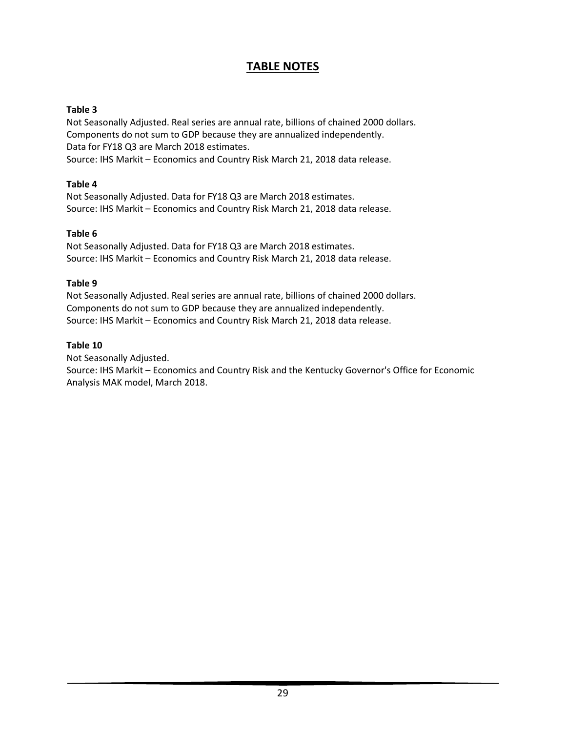# TABLE NOTES

**Table 3**

Not Seasonally Adjusted. Real series are annual rate, billions of chained 2000 dollars.
Components do not sum to GDP because they are annualized independently.
Data for FY18 Q3 are March 2018 estimates.
Source: IHS Markit – Economics and Country Risk March 21, 2018 data release.

**Table 4**

Not Seasonally Adjusted. Data for FY18 Q3 are March 2018 estimates.
Source: IHS Markit – Economics and Country Risk March 21, 2018 data release.

**Table 6**

Not Seasonally Adjusted. Data for FY18 Q3 are March 2018 estimates.
Source: IHS Markit – Economics and Country Risk March 21, 2018 data release.

**Table 9**

Not Seasonally Adjusted. Real series are annual rate, billions of chained 2000 dollars.
Components do not sum to GDP because they are annualized independently.
Source: IHS Markit – Economics and Country Risk March 21, 2018 data release.

**Table 10**

Not Seasonally Adjusted.
Source: IHS Markit – Economics and Country Risk and the Kentucky Governor's Office for Economic Analysis MAK model, March 2018.